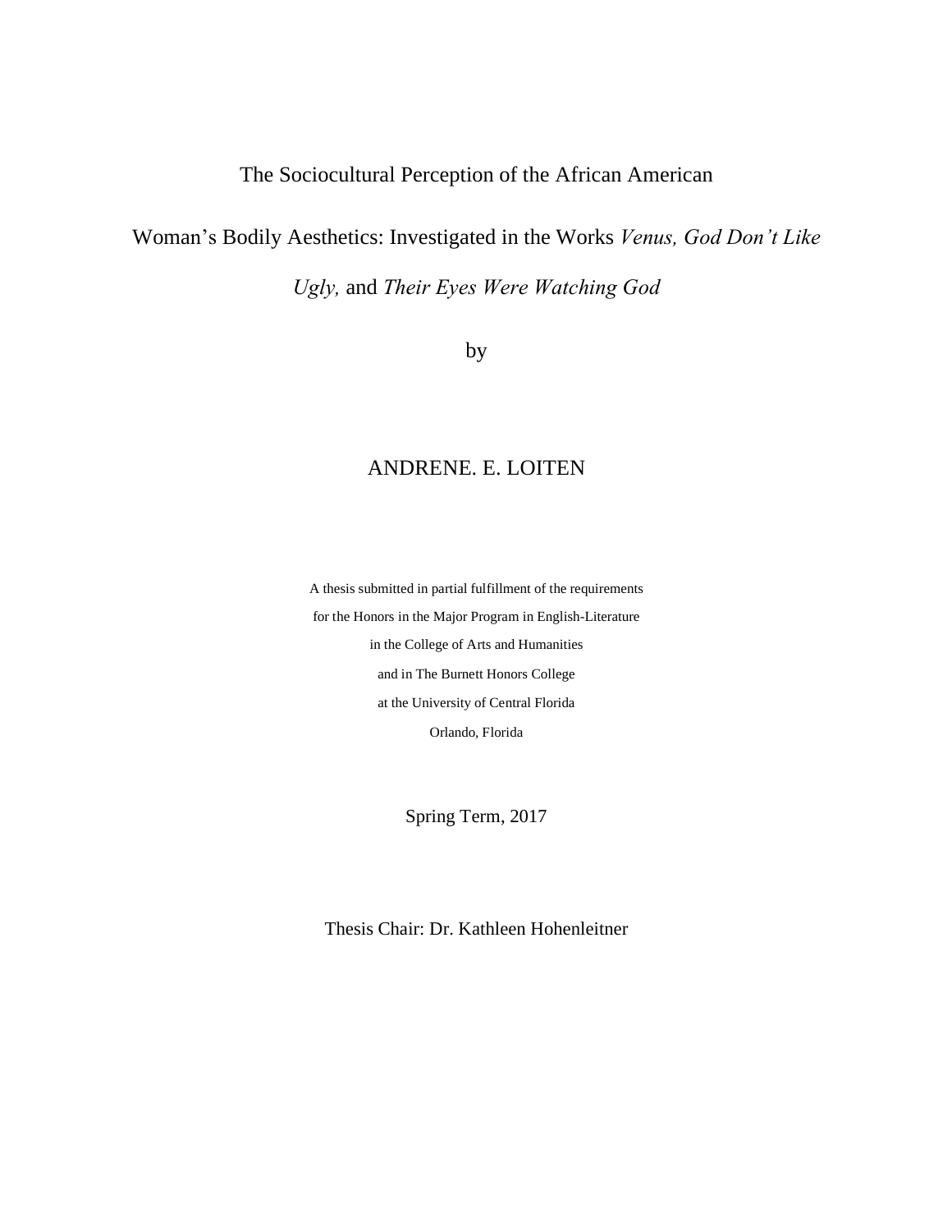# The Sociocultural Perception of the African American Woman's Bodily Aesthetics: Investigated in the Works *Venus, God Don't Like Ugly,* and *Their Eyes Were Watching God*

by

ANDRENE. E. LOITEN

A thesis submitted in partial fulfillment of the requirements
for the Honors in the Major Program in English-Literature
in the College of Arts and Humanities
and in The Burnett Honors College
at the University of Central Florida
Orlando, Florida

Spring Term, 2017

Thesis Chair: Dr. Kathleen Hohenleitner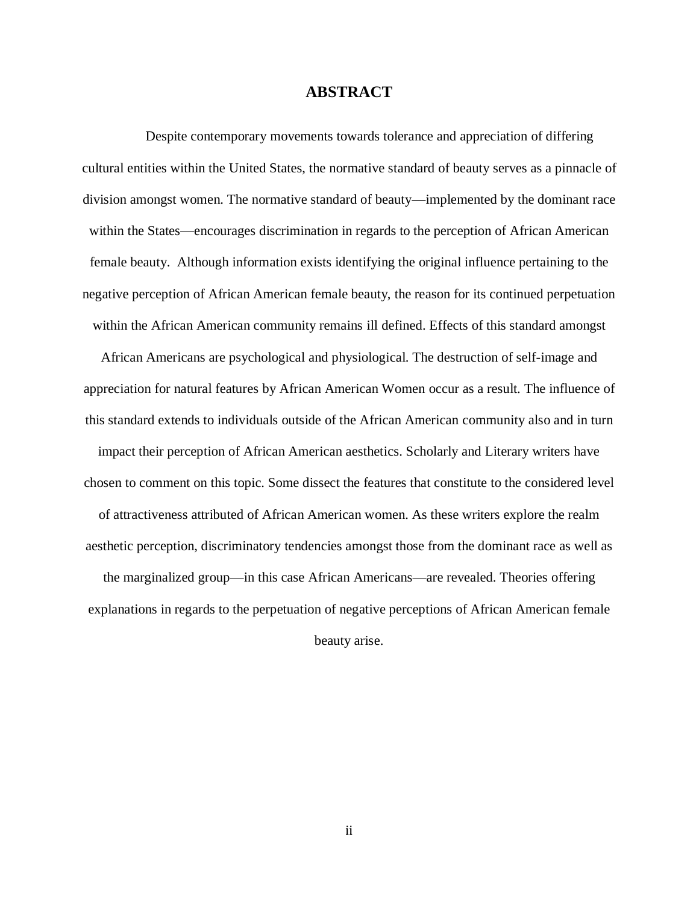# ABSTRACT

Despite contemporary movements towards tolerance and appreciation of differing cultural entities within the United States, the normative standard of beauty serves as a pinnacle of division amongst women. The normative standard of beauty—implemented by the dominant race within the States—encourages discrimination in regards to the perception of African American female beauty. Although information exists identifying the original influence pertaining to the negative perception of African American female beauty, the reason for its continued perpetuation within the African American community remains ill defined. Effects of this standard amongst African Americans are psychological and physiological. The destruction of self-image and appreciation for natural features by African American Women occur as a result. The influence of this standard extends to individuals outside of the African American community also and in turn impact their perception of African American aesthetics. Scholarly and Literary writers have chosen to comment on this topic. Some dissect the features that constitute to the considered level of attractiveness attributed of African American women. As these writers explore the realm aesthetic perception, discriminatory tendencies amongst those from the dominant race as well as the marginalized group—in this case African Americans—are revealed. Theories offering explanations in regards to the perpetuation of negative perceptions of African American female beauty arise.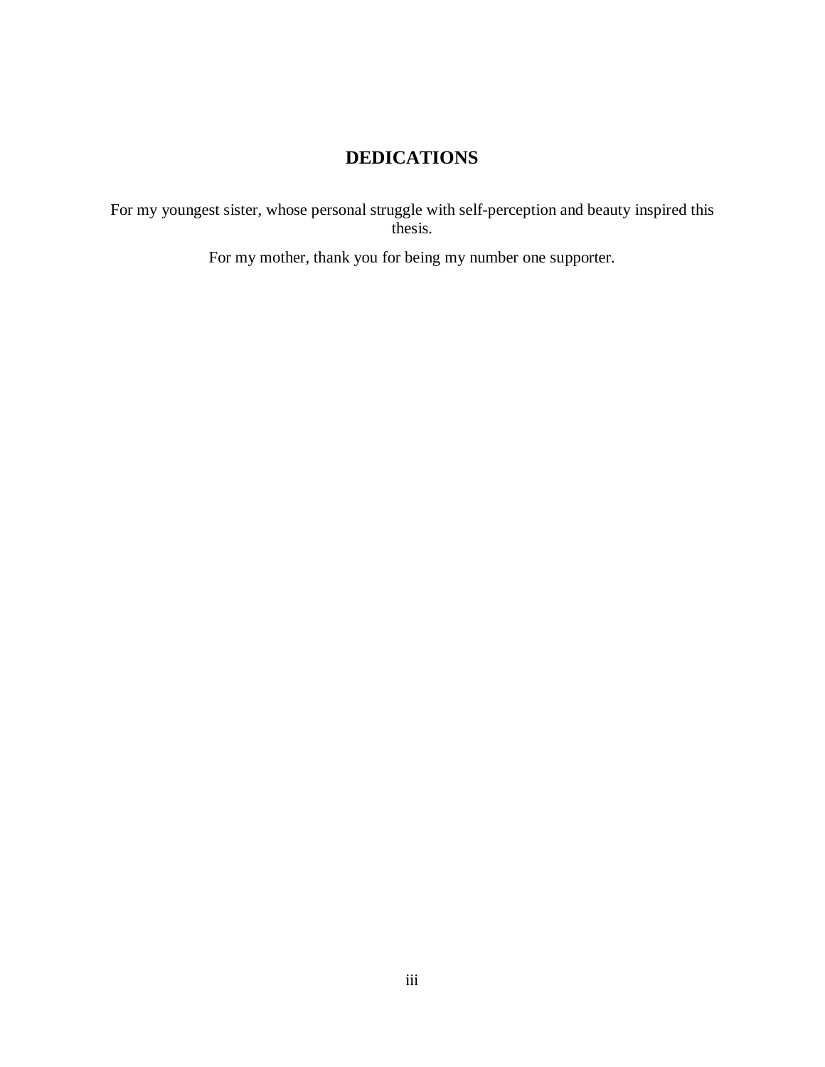# DEDICATIONS

For my youngest sister, whose personal struggle with self-perception and beauty inspired this thesis.

For my mother, thank you for being my number one supporter.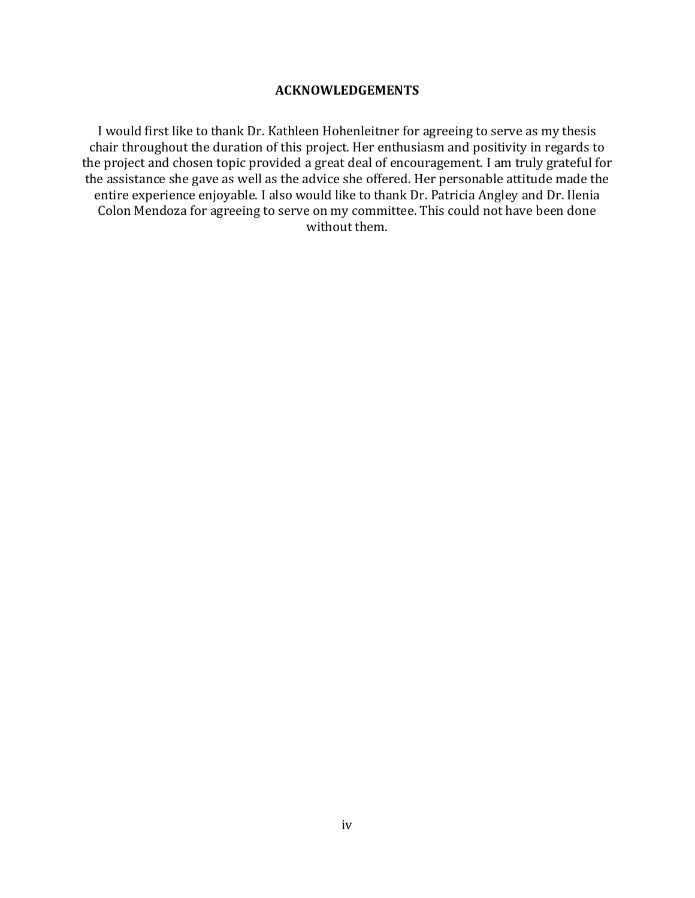## ACKNOWLEDGEMENTS

I would first like to thank Dr. Kathleen Hohenleitner for agreeing to serve as my thesis chair throughout the duration of this project. Her enthusiasm and positivity in regards to the project and chosen topic provided a great deal of encouragement. I am truly grateful for the assistance she gave as well as the advice she offered. Her personable attitude made the entire experience enjoyable. I also would like to thank Dr. Patricia Angley and Dr. Ilenia Colon Mendoza for agreeing to serve on my committee. This could not have been done without them.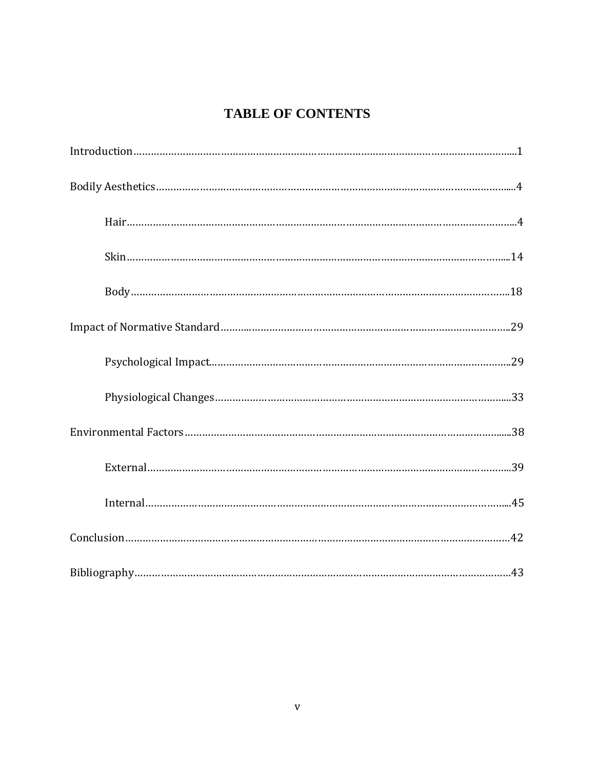# TABLE OF CONTENTS

Introduction……………………………………………………………………………………………………...1

Bodily Aesthetics……………………………………………………………………………………………....4

- Hair………………………………………………………………………………………………………...4
- Skin……………………………………………………………………………………………………….14
- Body……………………………………………………………………………………………………..18

Impact of Normative Standard……………………………………………………………………………..29

- Psychological Impact………………………………………………………………………………..29
- Physiological Changes……………………………………………………………………………...33

Environmental Factors………………………………………………………………………………………..38

- External…………………………………………………………………………………………………...39
- Internal……………………………………………………………………………………………………...45

Conclusion……………………………………………………………………………………………………42

Bibliography…………………………………………………………………………………………………43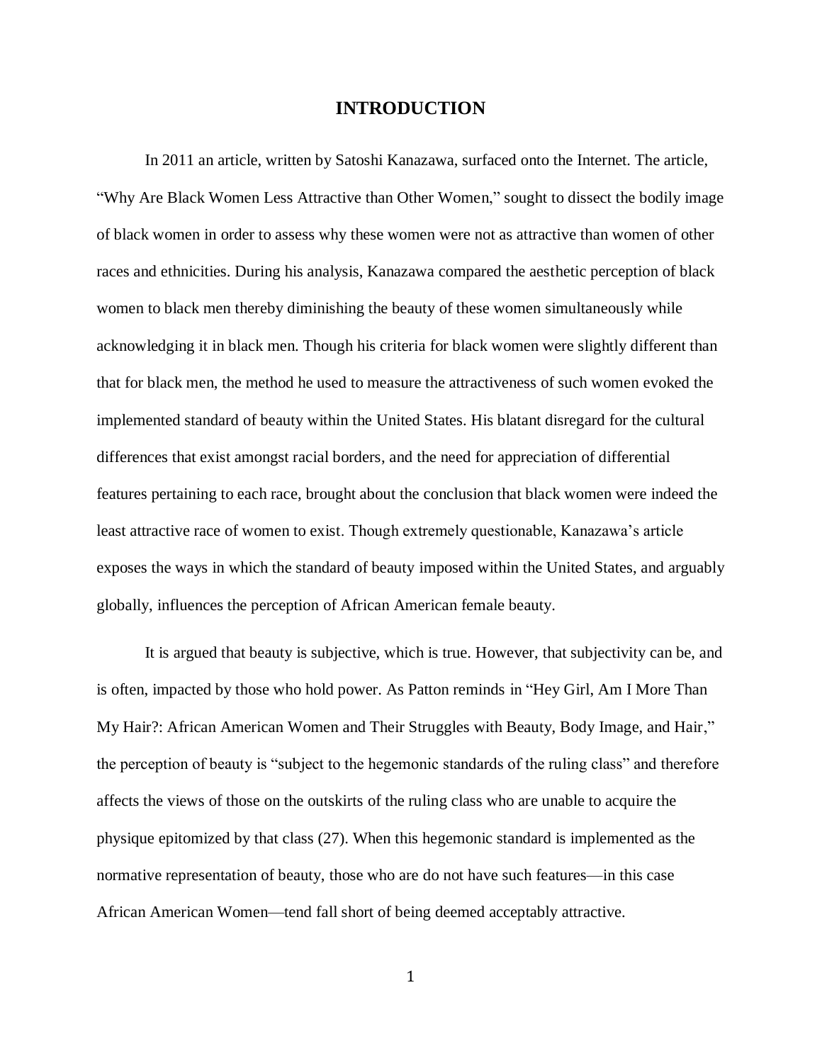# INTRODUCTION

In 2011 an article, written by Satoshi Kanazawa, surfaced onto the Internet. The article, "Why Are Black Women Less Attractive than Other Women," sought to dissect the bodily image of black women in order to assess why these women were not as attractive than women of other races and ethnicities. During his analysis, Kanazawa compared the aesthetic perception of black women to black men thereby diminishing the beauty of these women simultaneously while acknowledging it in black men. Though his criteria for black women were slightly different than that for black men, the method he used to measure the attractiveness of such women evoked the implemented standard of beauty within the United States. His blatant disregard for the cultural differences that exist amongst racial borders, and the need for appreciation of differential features pertaining to each race, brought about the conclusion that black women were indeed the least attractive race of women to exist. Though extremely questionable, Kanazawa's article exposes the ways in which the standard of beauty imposed within the United States, and arguably globally, influences the perception of African American female beauty.

It is argued that beauty is subjective, which is true. However, that subjectivity can be, and is often, impacted by those who hold power. As Patton reminds in "Hey Girl, Am I More Than My Hair?: African American Women and Their Struggles with Beauty, Body Image, and Hair," the perception of beauty is "subject to the hegemonic standards of the ruling class" and therefore affects the views of those on the outskirts of the ruling class who are unable to acquire the physique epitomized by that class (27). When this hegemonic standard is implemented as the normative representation of beauty, those who are do not have such features—in this case African American Women—tend fall short of being deemed acceptably attractive.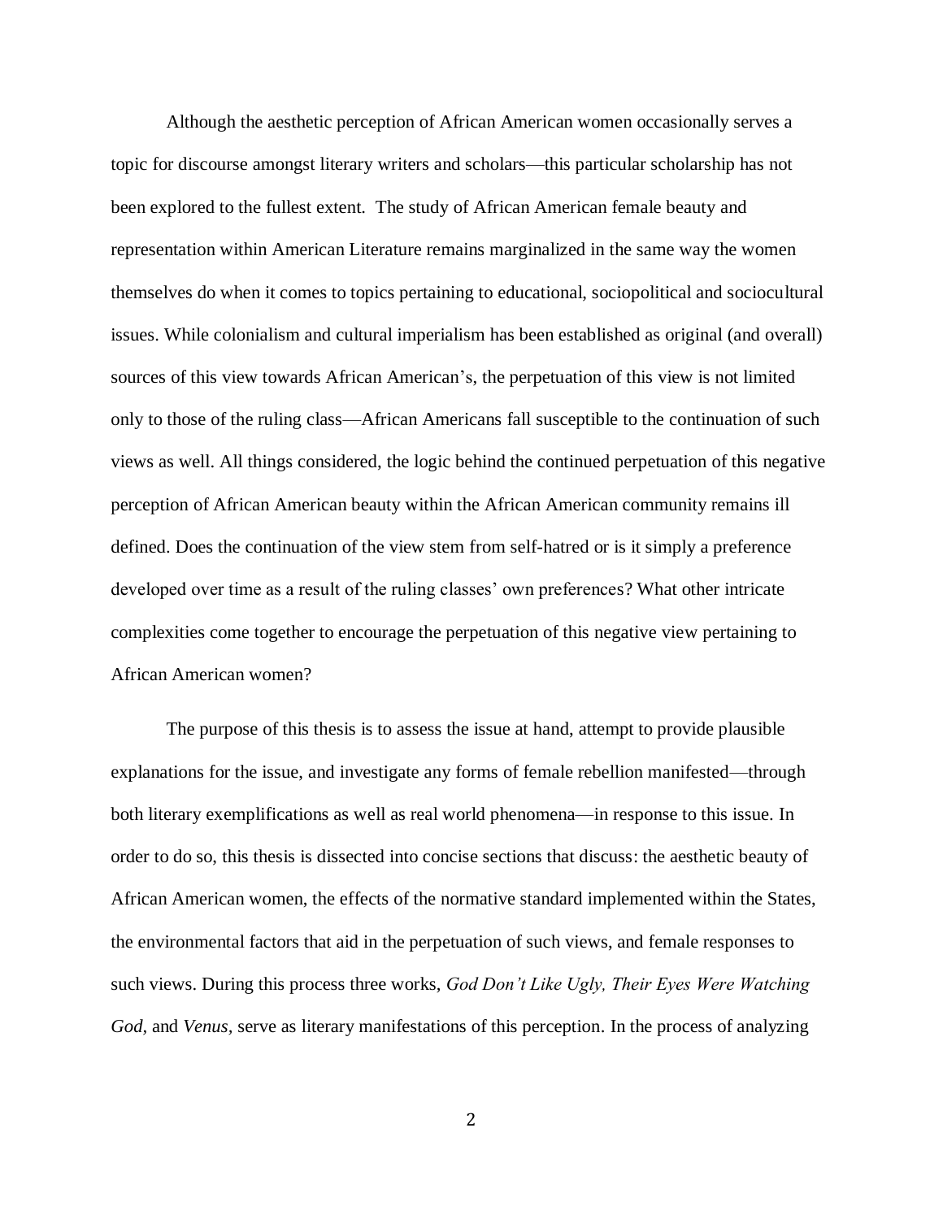Although the aesthetic perception of African American women occasionally serves a topic for discourse amongst literary writers and scholars—this particular scholarship has not been explored to the fullest extent. The study of African American female beauty and representation within American Literature remains marginalized in the same way the women themselves do when it comes to topics pertaining to educational, sociopolitical and sociocultural issues. While colonialism and cultural imperialism has been established as original (and overall) sources of this view towards African American's, the perpetuation of this view is not limited only to those of the ruling class—African Americans fall susceptible to the continuation of such views as well. All things considered, the logic behind the continued perpetuation of this negative perception of African American beauty within the African American community remains ill defined. Does the continuation of the view stem from self-hatred or is it simply a preference developed over time as a result of the ruling classes' own preferences? What other intricate complexities come together to encourage the perpetuation of this negative view pertaining to African American women?

The purpose of this thesis is to assess the issue at hand, attempt to provide plausible explanations for the issue, and investigate any forms of female rebellion manifested—through both literary exemplifications as well as real world phenomena—in response to this issue. In order to do so, this thesis is dissected into concise sections that discuss: the aesthetic beauty of African American women, the effects of the normative standard implemented within the States, the environmental factors that aid in the perpetuation of such views, and female responses to such views. During this process three works, *God Don't Like Ugly, Their Eyes Were Watching God*, and *Venus*, serve as literary manifestations of this perception. In the process of analyzing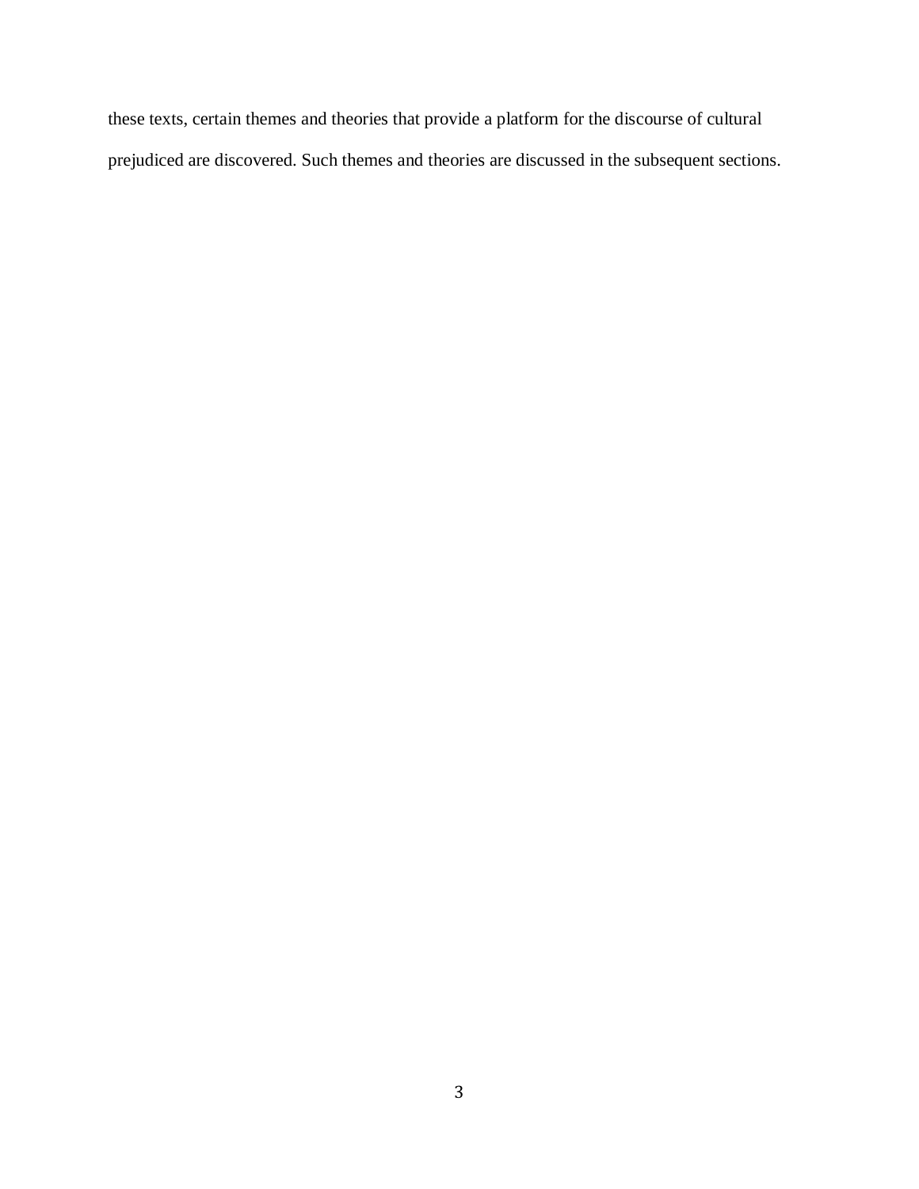these texts, certain themes and theories that provide a platform for the discourse of cultural prejudiced are discovered. Such themes and theories are discussed in the subsequent sections.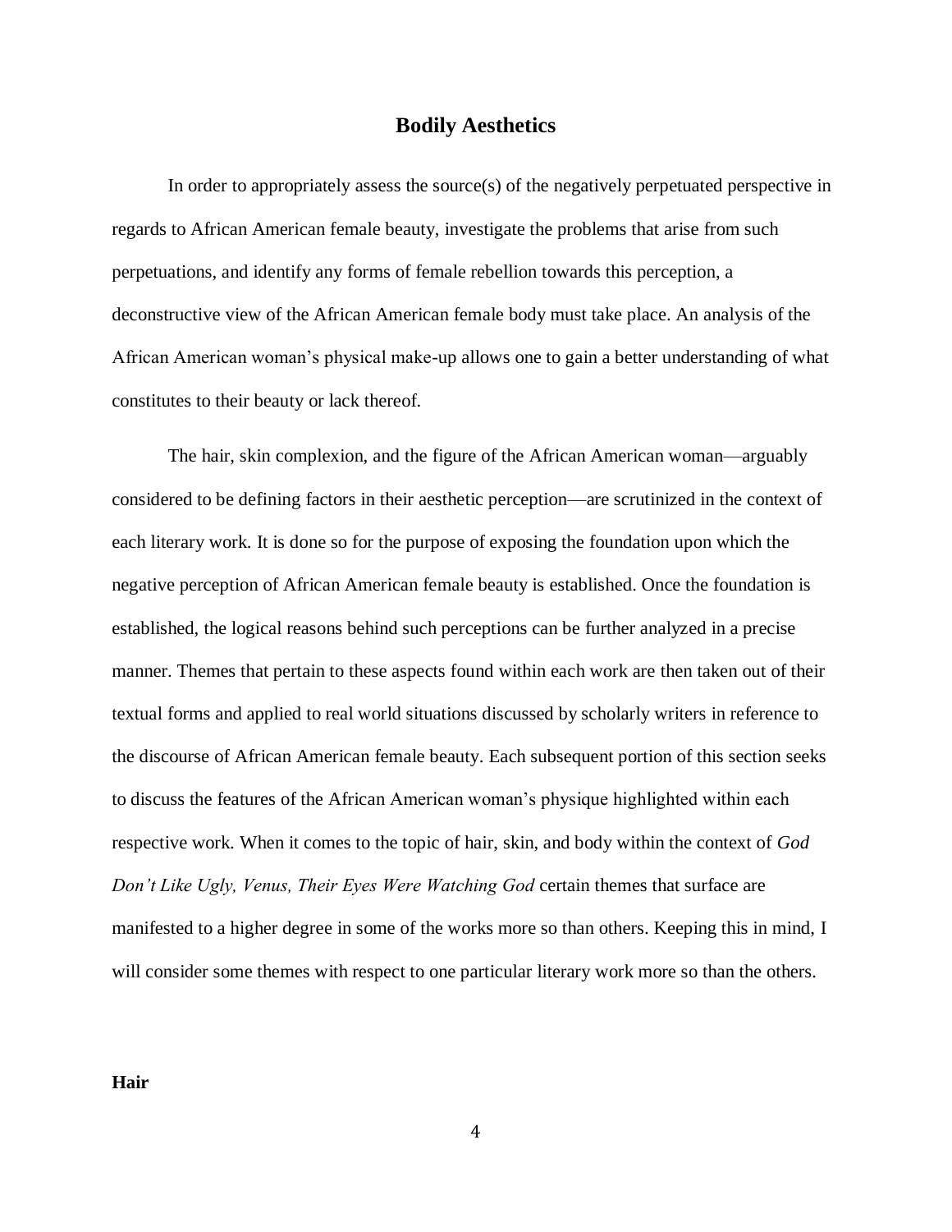## Bodily Aesthetics

In order to appropriately assess the source(s) of the negatively perpetuated perspective in regards to African American female beauty, investigate the problems that arise from such perpetuations, and identify any forms of female rebellion towards this perception, a deconstructive view of the African American female body must take place. An analysis of the African American woman's physical make-up allows one to gain a better understanding of what constitutes to their beauty or lack thereof.

The hair, skin complexion, and the figure of the African American woman—arguably considered to be defining factors in their aesthetic perception—are scrutinized in the context of each literary work. It is done so for the purpose of exposing the foundation upon which the negative perception of African American female beauty is established. Once the foundation is established, the logical reasons behind such perceptions can be further analyzed in a precise manner. Themes that pertain to these aspects found within each work are then taken out of their textual forms and applied to real world situations discussed by scholarly writers in reference to the discourse of African American female beauty. Each subsequent portion of this section seeks to discuss the features of the African American woman's physique highlighted within each respective work. When it comes to the topic of hair, skin, and body within the context of *God Don't Like Ugly, Venus, Their Eyes Were Watching God* certain themes that surface are manifested to a higher degree in some of the works more so than others. Keeping this in mind, I will consider some themes with respect to one particular literary work more so than the others.

### Hair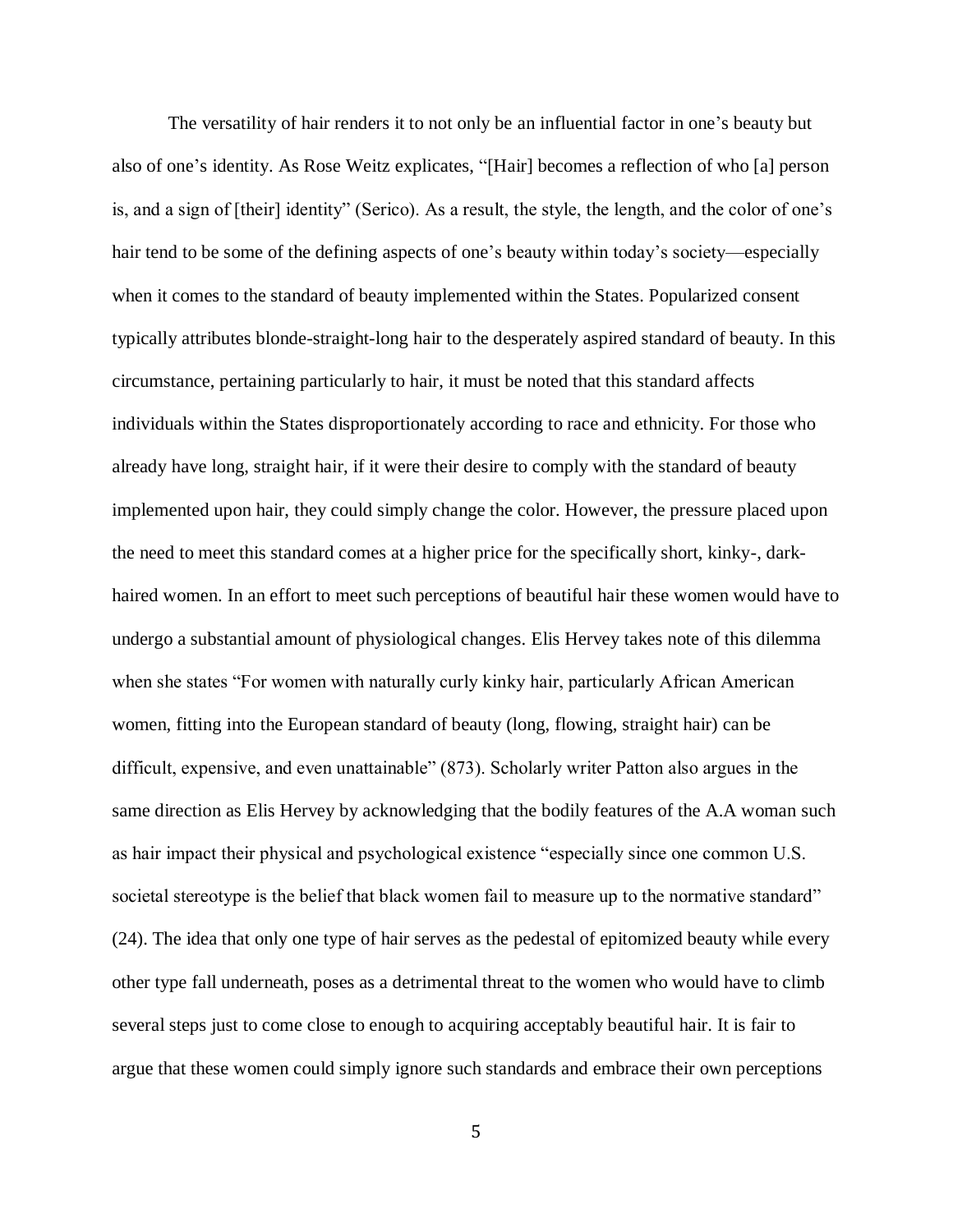The versatility of hair renders it to not only be an influential factor in one's beauty but also of one's identity. As Rose Weitz explicates, "[Hair] becomes a reflection of who [a] person is, and a sign of [their] identity" (Serico). As a result, the style, the length, and the color of one's hair tend to be some of the defining aspects of one's beauty within today's society—especially when it comes to the standard of beauty implemented within the States. Popularized consent typically attributes blonde-straight-long hair to the desperately aspired standard of beauty. In this circumstance, pertaining particularly to hair, it must be noted that this standard affects individuals within the States disproportionately according to race and ethnicity. For those who already have long, straight hair, if it were their desire to comply with the standard of beauty implemented upon hair, they could simply change the color. However, the pressure placed upon the need to meet this standard comes at a higher price for the specifically short, kinky-, dark-haired women. In an effort to meet such perceptions of beautiful hair these women would have to undergo a substantial amount of physiological changes. Elis Hervey takes note of this dilemma when she states "For women with naturally curly kinky hair, particularly African American women, fitting into the European standard of beauty (long, flowing, straight hair) can be difficult, expensive, and even unattainable" (873). Scholarly writer Patton also argues in the same direction as Elis Hervey by acknowledging that the bodily features of the A.A woman such as hair impact their physical and psychological existence "especially since one common U.S. societal stereotype is the belief that black women fail to measure up to the normative standard" (24). The idea that only one type of hair serves as the pedestal of epitomized beauty while every other type fall underneath, poses as a detrimental threat to the women who would have to climb several steps just to come close to enough to acquiring acceptably beautiful hair. It is fair to argue that these women could simply ignore such standards and embrace their own perceptions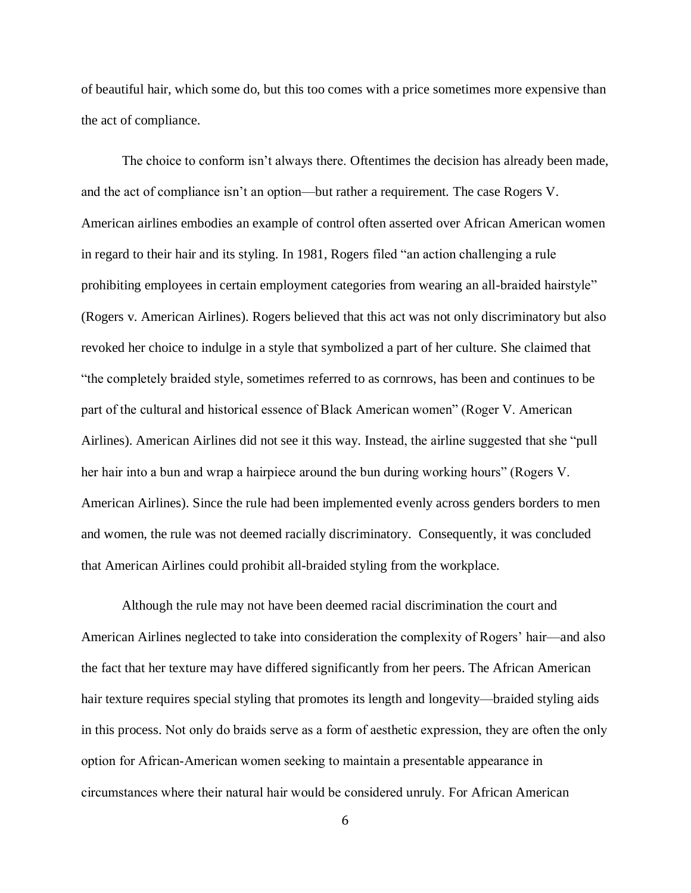of beautiful hair, which some do, but this too comes with a price sometimes more expensive than the act of compliance.

The choice to conform isn't always there. Oftentimes the decision has already been made, and the act of compliance isn't an option—but rather a requirement. The case Rogers V. American airlines embodies an example of control often asserted over African American women in regard to their hair and its styling. In 1981, Rogers filed "an action challenging a rule prohibiting employees in certain employment categories from wearing an all-braided hairstyle" (Rogers v. American Airlines). Rogers believed that this act was not only discriminatory but also revoked her choice to indulge in a style that symbolized a part of her culture. She claimed that "the completely braided style, sometimes referred to as cornrows, has been and continues to be part of the cultural and historical essence of Black American women" (Roger V. American Airlines). American Airlines did not see it this way. Instead, the airline suggested that she "pull her hair into a bun and wrap a hairpiece around the bun during working hours" (Rogers V. American Airlines). Since the rule had been implemented evenly across genders borders to men and women, the rule was not deemed racially discriminatory. Consequently, it was concluded that American Airlines could prohibit all-braided styling from the workplace.

Although the rule may not have been deemed racial discrimination the court and American Airlines neglected to take into consideration the complexity of Rogers' hair—and also the fact that her texture may have differed significantly from her peers. The African American hair texture requires special styling that promotes its length and longevity—braided styling aids in this process. Not only do braids serve as a form of aesthetic expression, they are often the only option for African-American women seeking to maintain a presentable appearance in circumstances where their natural hair would be considered unruly. For African American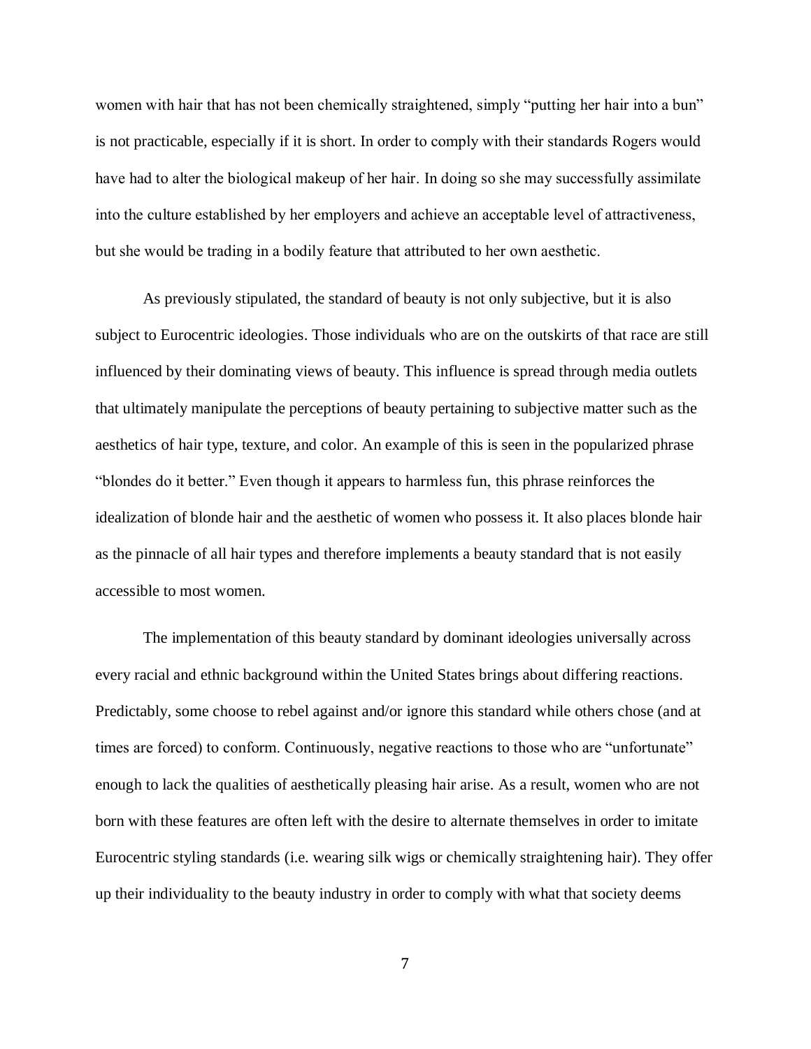women with hair that has not been chemically straightened, simply "putting her hair into a bun" is not practicable, especially if it is short. In order to comply with their standards Rogers would have had to alter the biological makeup of her hair. In doing so she may successfully assimilate into the culture established by her employers and achieve an acceptable level of attractiveness, but she would be trading in a bodily feature that attributed to her own aesthetic.

As previously stipulated, the standard of beauty is not only subjective, but it is also subject to Eurocentric ideologies. Those individuals who are on the outskirts of that race are still influenced by their dominating views of beauty. This influence is spread through media outlets that ultimately manipulate the perceptions of beauty pertaining to subjective matter such as the aesthetics of hair type, texture, and color. An example of this is seen in the popularized phrase "blondes do it better." Even though it appears to harmless fun, this phrase reinforces the idealization of blonde hair and the aesthetic of women who possess it. It also places blonde hair as the pinnacle of all hair types and therefore implements a beauty standard that is not easily accessible to most women.

The implementation of this beauty standard by dominant ideologies universally across every racial and ethnic background within the United States brings about differing reactions. Predictably, some choose to rebel against and/or ignore this standard while others chose (and at times are forced) to conform. Continuously, negative reactions to those who are "unfortunate" enough to lack the qualities of aesthetically pleasing hair arise. As a result, women who are not born with these features are often left with the desire to alternate themselves in order to imitate Eurocentric styling standards (i.e. wearing silk wigs or chemically straightening hair). They offer up their individuality to the beauty industry in order to comply with what that society deems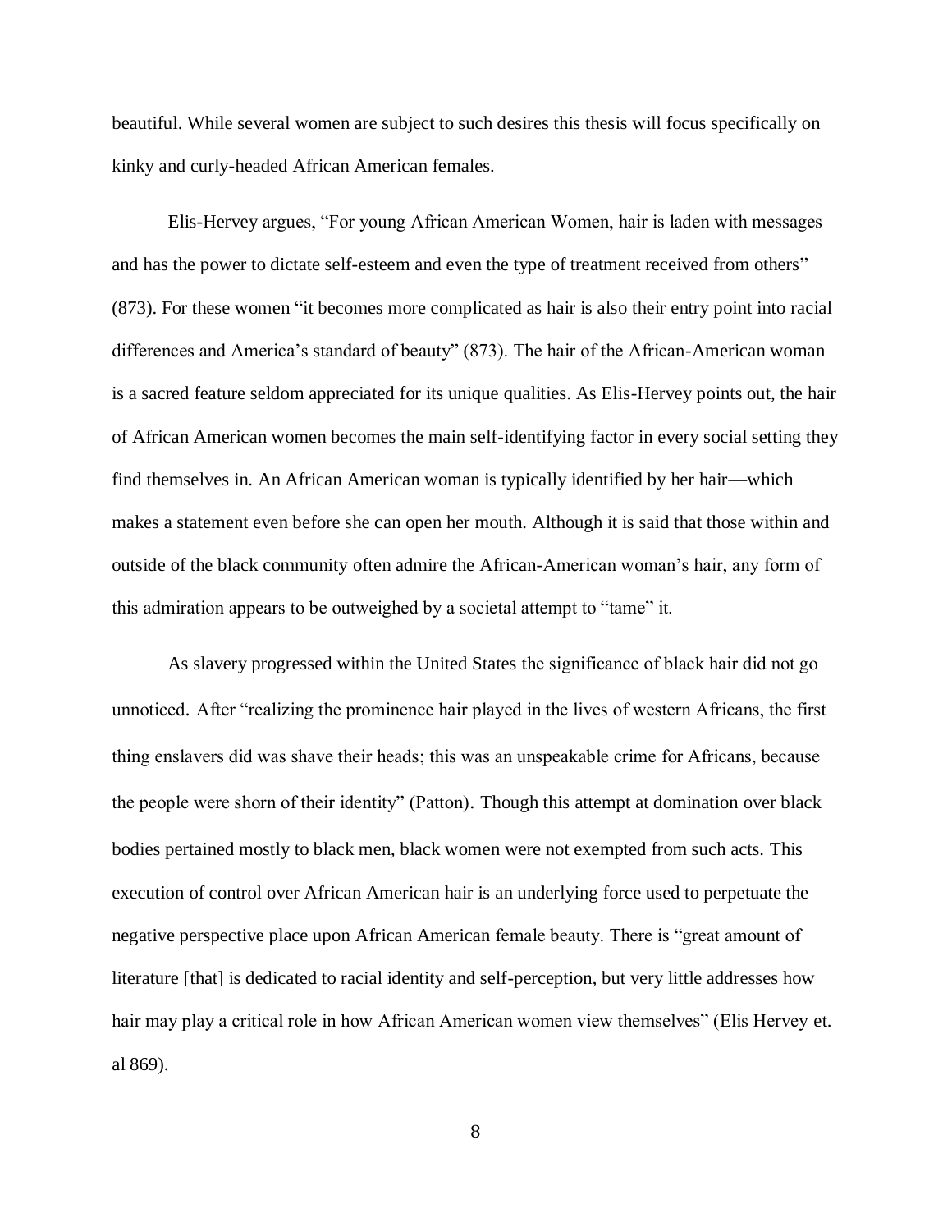beautiful. While several women are subject to such desires this thesis will focus specifically on kinky and curly-headed African American females.

Elis-Hervey argues, "For young African American Women, hair is laden with messages and has the power to dictate self-esteem and even the type of treatment received from others" (873). For these women "it becomes more complicated as hair is also their entry point into racial differences and America's standard of beauty" (873). The hair of the African-American woman is a sacred feature seldom appreciated for its unique qualities. As Elis-Hervey points out, the hair of African American women becomes the main self-identifying factor in every social setting they find themselves in. An African American woman is typically identified by her hair—which makes a statement even before she can open her mouth. Although it is said that those within and outside of the black community often admire the African-American woman's hair, any form of this admiration appears to be outweighed by a societal attempt to "tame" it.

As slavery progressed within the United States the significance of black hair did not go unnoticed. After "realizing the prominence hair played in the lives of western Africans, the first thing enslavers did was shave their heads; this was an unspeakable crime for Africans, because the people were shorn of their identity" (Patton). Though this attempt at domination over black bodies pertained mostly to black men, black women were not exempted from such acts. This execution of control over African American hair is an underlying force used to perpetuate the negative perspective place upon African American female beauty. There is "great amount of literature [that] is dedicated to racial identity and self-perception, but very little addresses how hair may play a critical role in how African American women view themselves" (Elis Hervey et. al 869).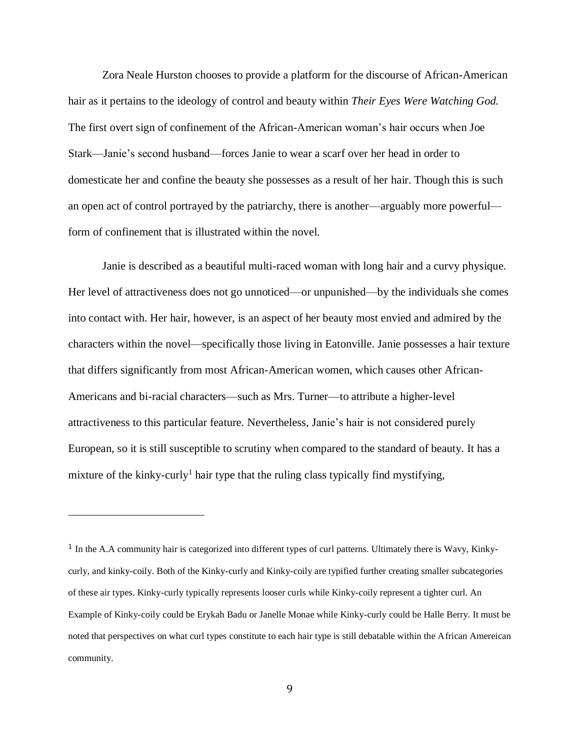Zora Neale Hurston chooses to provide a platform for the discourse of African-American hair as it pertains to the ideology of control and beauty within *Their Eyes Were Watching God.* The first overt sign of confinement of the African-American woman's hair occurs when Joe Stark—Janie's second husband—forces Janie to wear a scarf over her head in order to domesticate her and confine the beauty she possesses as a result of her hair. Though this is such an open act of control portrayed by the patriarchy, there is another—arguably more powerful—form of confinement that is illustrated within the novel.

Janie is described as a beautiful multi-raced woman with long hair and a curvy physique. Her level of attractiveness does not go unnoticed—or unpunished—by the individuals she comes into contact with. Her hair, however, is an aspect of her beauty most envied and admired by the characters within the novel—specifically those living in Eatonville. Janie possesses a hair texture that differs significantly from most African-American women, which causes other African-Americans and bi-racial characters—such as Mrs. Turner—to attribute a higher-level attractiveness to this particular feature. Nevertheless, Janie's hair is not considered purely European, so it is still susceptible to scrutiny when compared to the standard of beauty. It has a mixture of the kinky-curly[1] hair type that the ruling class typically find mystifying,

---

[1] In the A.A community hair is categorized into different types of curl patterns. Ultimately there is Wavy, Kinky-curly, and kinky-coily. Both of the Kinky-curly and Kinky-coily are typified further creating smaller subcategories of these air types. Kinky-curly typically represents looser curls while Kinky-coily represent a tighter curl. An Example of Kinky-coily could be Erykah Badu or Janelle Monae while Kinky-curly could be Halle Berry. It must be noted that perspectives on what curl types constitute to each hair type is still debatable within the African Amereican community.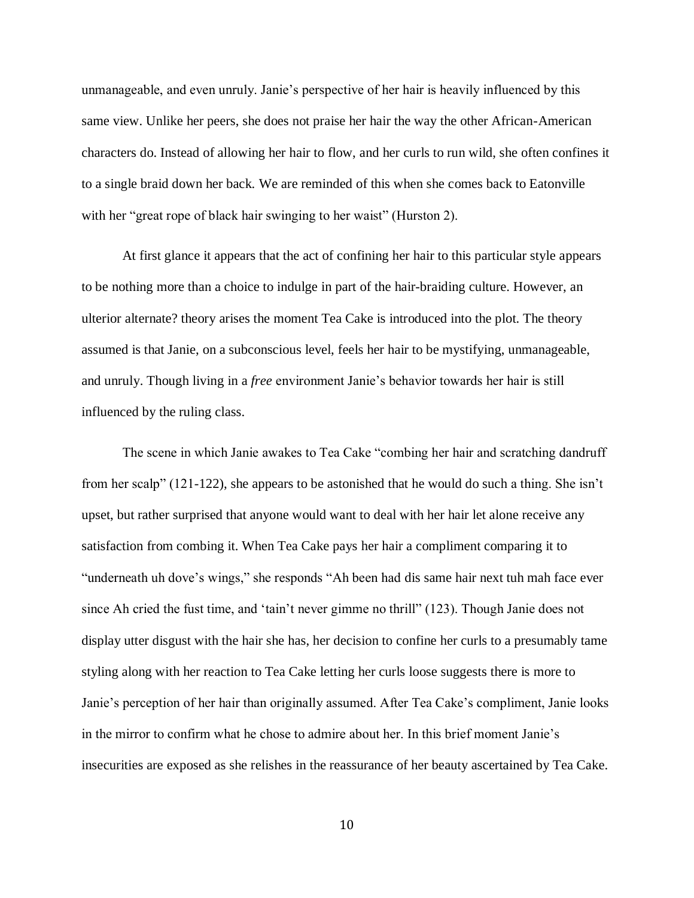unmanageable, and even unruly. Janie's perspective of her hair is heavily influenced by this same view. Unlike her peers, she does not praise her hair the way the other African-American characters do. Instead of allowing her hair to flow, and her curls to run wild, she often confines it to a single braid down her back. We are reminded of this when she comes back to Eatonville with her "great rope of black hair swinging to her waist" (Hurston 2).

At first glance it appears that the act of confining her hair to this particular style appears to be nothing more than a choice to indulge in part of the hair-braiding culture. However, an ulterior alternate? theory arises the moment Tea Cake is introduced into the plot. The theory assumed is that Janie, on a subconscious level, feels her hair to be mystifying, unmanageable, and unruly. Though living in a *free* environment Janie's behavior towards her hair is still influenced by the ruling class.

The scene in which Janie awakes to Tea Cake "combing her hair and scratching dandruff from her scalp" (121-122), she appears to be astonished that he would do such a thing. She isn't upset, but rather surprised that anyone would want to deal with her hair let alone receive any satisfaction from combing it. When Tea Cake pays her hair a compliment comparing it to "underneath uh dove's wings," she responds "Ah been had dis same hair next tuh mah face ever since Ah cried the fust time, and 'tain't never gimme no thrill" (123). Though Janie does not display utter disgust with the hair she has, her decision to confine her curls to a presumably tame styling along with her reaction to Tea Cake letting her curls loose suggests there is more to Janie's perception of her hair than originally assumed. After Tea Cake's compliment, Janie looks in the mirror to confirm what he chose to admire about her. In this brief moment Janie's insecurities are exposed as she relishes in the reassurance of her beauty ascertained by Tea Cake.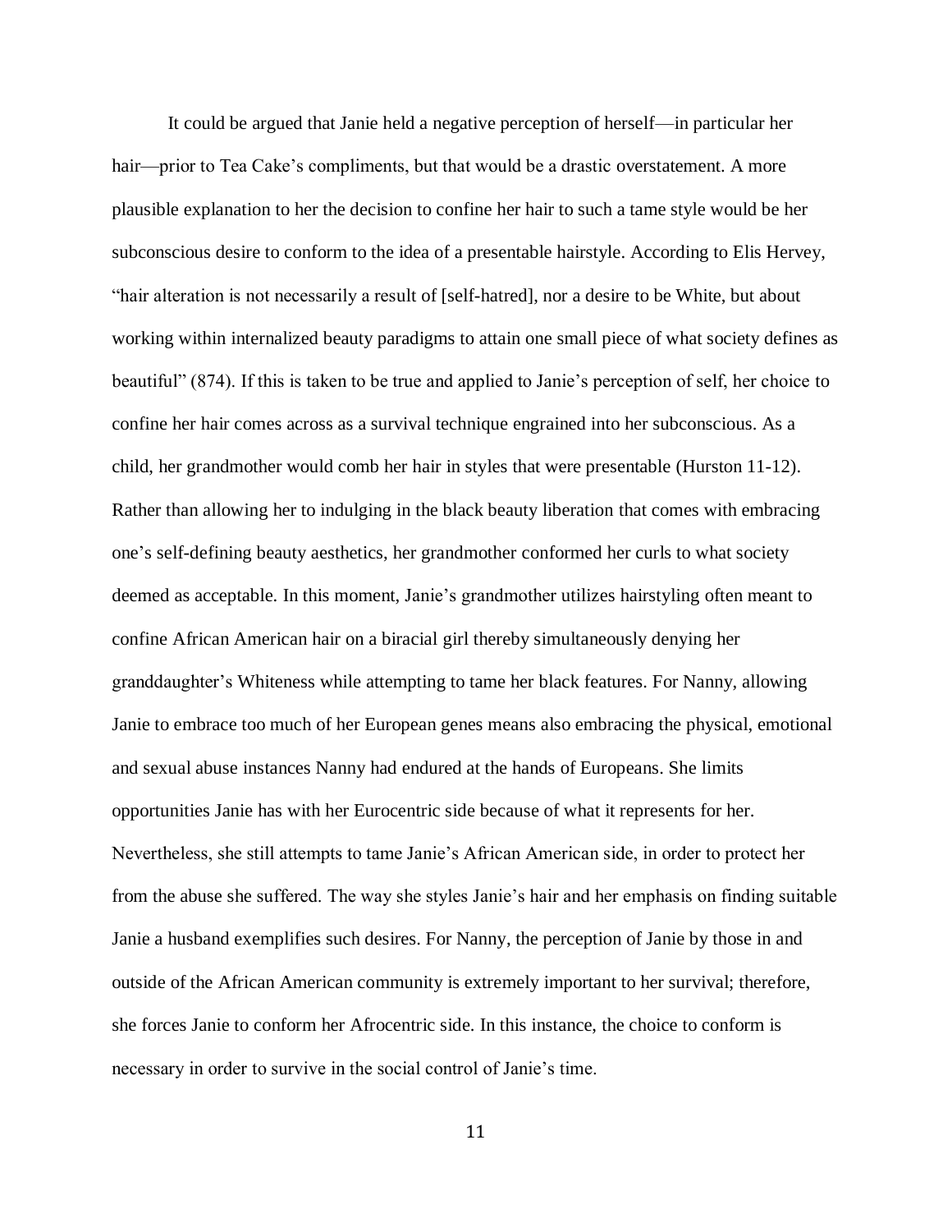It could be argued that Janie held a negative perception of herself—in particular her hair—prior to Tea Cake's compliments, but that would be a drastic overstatement. A more plausible explanation to her the decision to confine her hair to such a tame style would be her subconscious desire to conform to the idea of a presentable hairstyle. According to Elis Hervey, "hair alteration is not necessarily a result of [self-hatred], nor a desire to be White, but about working within internalized beauty paradigms to attain one small piece of what society defines as beautiful" (874). If this is taken to be true and applied to Janie's perception of self, her choice to confine her hair comes across as a survival technique engrained into her subconscious. As a child, her grandmother would comb her hair in styles that were presentable (Hurston 11-12). Rather than allowing her to indulging in the black beauty liberation that comes with embracing one's self-defining beauty aesthetics, her grandmother conformed her curls to what society deemed as acceptable. In this moment, Janie's grandmother utilizes hairstyling often meant to confine African American hair on a biracial girl thereby simultaneously denying her granddaughter's Whiteness while attempting to tame her black features. For Nanny, allowing Janie to embrace too much of her European genes means also embracing the physical, emotional and sexual abuse instances Nanny had endured at the hands of Europeans. She limits opportunities Janie has with her Eurocentric side because of what it represents for her. Nevertheless, she still attempts to tame Janie's African American side, in order to protect her from the abuse she suffered. The way she styles Janie's hair and her emphasis on finding suitable Janie a husband exemplifies such desires. For Nanny, the perception of Janie by those in and outside of the African American community is extremely important to her survival; therefore, she forces Janie to conform her Afrocentric side. In this instance, the choice to conform is necessary in order to survive in the social control of Janie's time.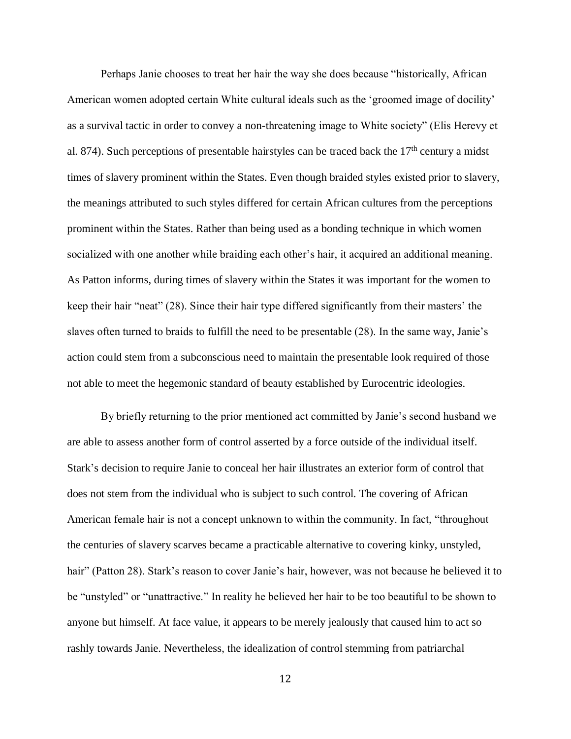Perhaps Janie chooses to treat her hair the way she does because "historically, African American women adopted certain White cultural ideals such as the 'groomed image of docility' as a survival tactic in order to convey a non-threatening image to White society" (Elis Herevy et al. 874). Such perceptions of presentable hairstyles can be traced back the 17th century a midst times of slavery prominent within the States. Even though braided styles existed prior to slavery, the meanings attributed to such styles differed for certain African cultures from the perceptions prominent within the States. Rather than being used as a bonding technique in which women socialized with one another while braiding each other's hair, it acquired an additional meaning. As Patton informs, during times of slavery within the States it was important for the women to keep their hair "neat" (28). Since their hair type differed significantly from their masters' the slaves often turned to braids to fulfill the need to be presentable (28). In the same way, Janie's action could stem from a subconscious need to maintain the presentable look required of those not able to meet the hegemonic standard of beauty established by Eurocentric ideologies.

By briefly returning to the prior mentioned act committed by Janie's second husband we are able to assess another form of control asserted by a force outside of the individual itself. Stark's decision to require Janie to conceal her hair illustrates an exterior form of control that does not stem from the individual who is subject to such control. The covering of African American female hair is not a concept unknown to within the community. In fact, "throughout the centuries of slavery scarves became a practicable alternative to covering kinky, unstyled, hair" (Patton 28). Stark's reason to cover Janie's hair, however, was not because he believed it to be "unstyled" or "unattractive." In reality he believed her hair to be too beautiful to be shown to anyone but himself. At face value, it appears to be merely jealously that caused him to act so rashly towards Janie. Nevertheless, the idealization of control stemming from patriarchal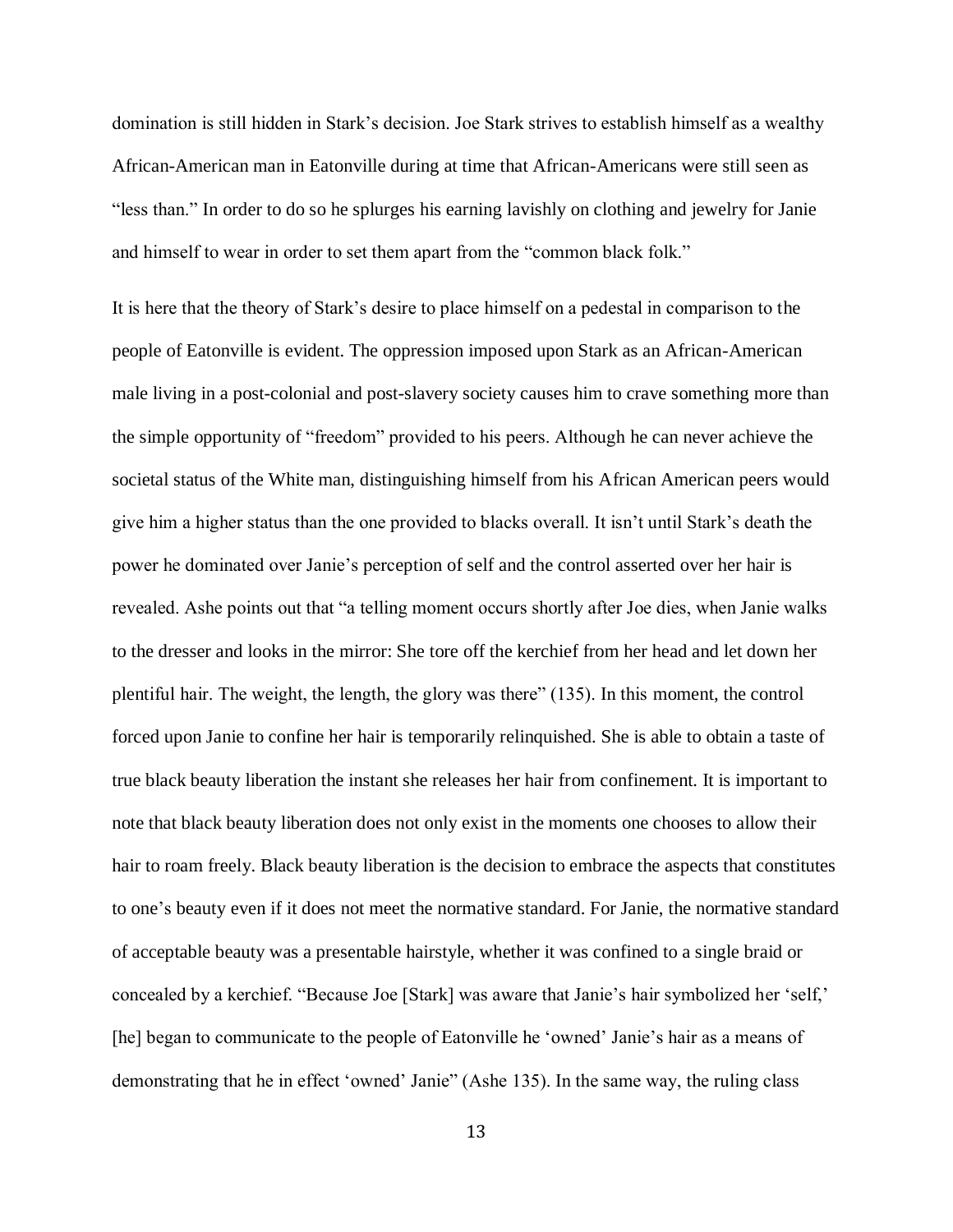domination is still hidden in Stark's decision. Joe Stark strives to establish himself as a wealthy African-American man in Eatonville during at time that African-Americans were still seen as "less than." In order to do so he splurges his earning lavishly on clothing and jewelry for Janie and himself to wear in order to set them apart from the "common black folk."

It is here that the theory of Stark's desire to place himself on a pedestal in comparison to the people of Eatonville is evident. The oppression imposed upon Stark as an African-American male living in a post-colonial and post-slavery society causes him to crave something more than the simple opportunity of "freedom" provided to his peers. Although he can never achieve the societal status of the White man, distinguishing himself from his African American peers would give him a higher status than the one provided to blacks overall. It isn't until Stark's death the power he dominated over Janie's perception of self and the control asserted over her hair is revealed. Ashe points out that "a telling moment occurs shortly after Joe dies, when Janie walks to the dresser and looks in the mirror: She tore off the kerchief from her head and let down her plentiful hair. The weight, the length, the glory was there" (135). In this moment, the control forced upon Janie to confine her hair is temporarily relinquished. She is able to obtain a taste of true black beauty liberation the instant she releases her hair from confinement. It is important to note that black beauty liberation does not only exist in the moments one chooses to allow their hair to roam freely. Black beauty liberation is the decision to embrace the aspects that constitutes to one's beauty even if it does not meet the normative standard. For Janie, the normative standard of acceptable beauty was a presentable hairstyle, whether it was confined to a single braid or concealed by a kerchief. "Because Joe [Stark] was aware that Janie's hair symbolized her 'self,' [he] began to communicate to the people of Eatonville he 'owned' Janie's hair as a means of demonstrating that he in effect 'owned' Janie" (Ashe 135). In the same way, the ruling class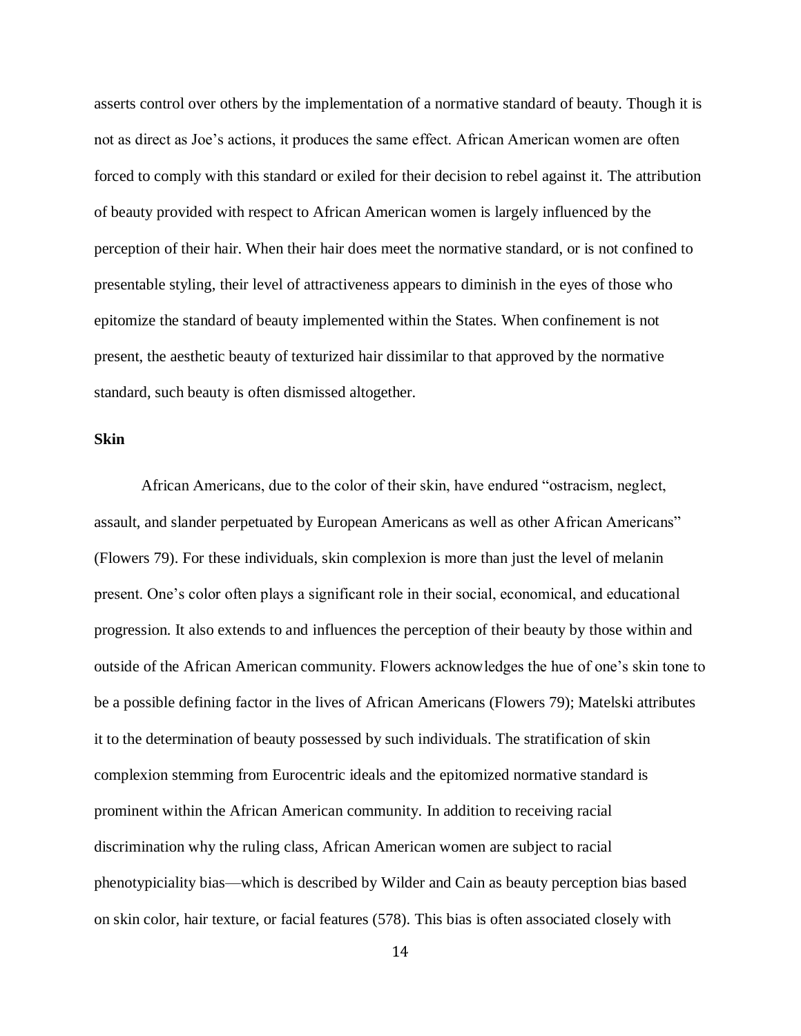asserts control over others by the implementation of a normative standard of beauty. Though it is not as direct as Joe's actions, it produces the same effect. African American women are often forced to comply with this standard or exiled for their decision to rebel against it. The attribution of beauty provided with respect to African American women is largely influenced by the perception of their hair. When their hair does meet the normative standard, or is not confined to presentable styling, their level of attractiveness appears to diminish in the eyes of those who epitomize the standard of beauty implemented within the States. When confinement is not present, the aesthetic beauty of texturized hair dissimilar to that approved by the normative standard, such beauty is often dismissed altogether.

**Skin**

African Americans, due to the color of their skin, have endured "ostracism, neglect, assault, and slander perpetuated by European Americans as well as other African Americans" (Flowers 79). For these individuals, skin complexion is more than just the level of melanin present. One's color often plays a significant role in their social, economical, and educational progression. It also extends to and influences the perception of their beauty by those within and outside of the African American community. Flowers acknowledges the hue of one's skin tone to be a possible defining factor in the lives of African Americans (Flowers 79); Matelski attributes it to the determination of beauty possessed by such individuals. The stratification of skin complexion stemming from Eurocentric ideals and the epitomized normative standard is prominent within the African American community. In addition to receiving racial discrimination why the ruling class, African American women are subject to racial phenotypiciality bias—which is described by Wilder and Cain as beauty perception bias based on skin color, hair texture, or facial features (578). This bias is often associated closely with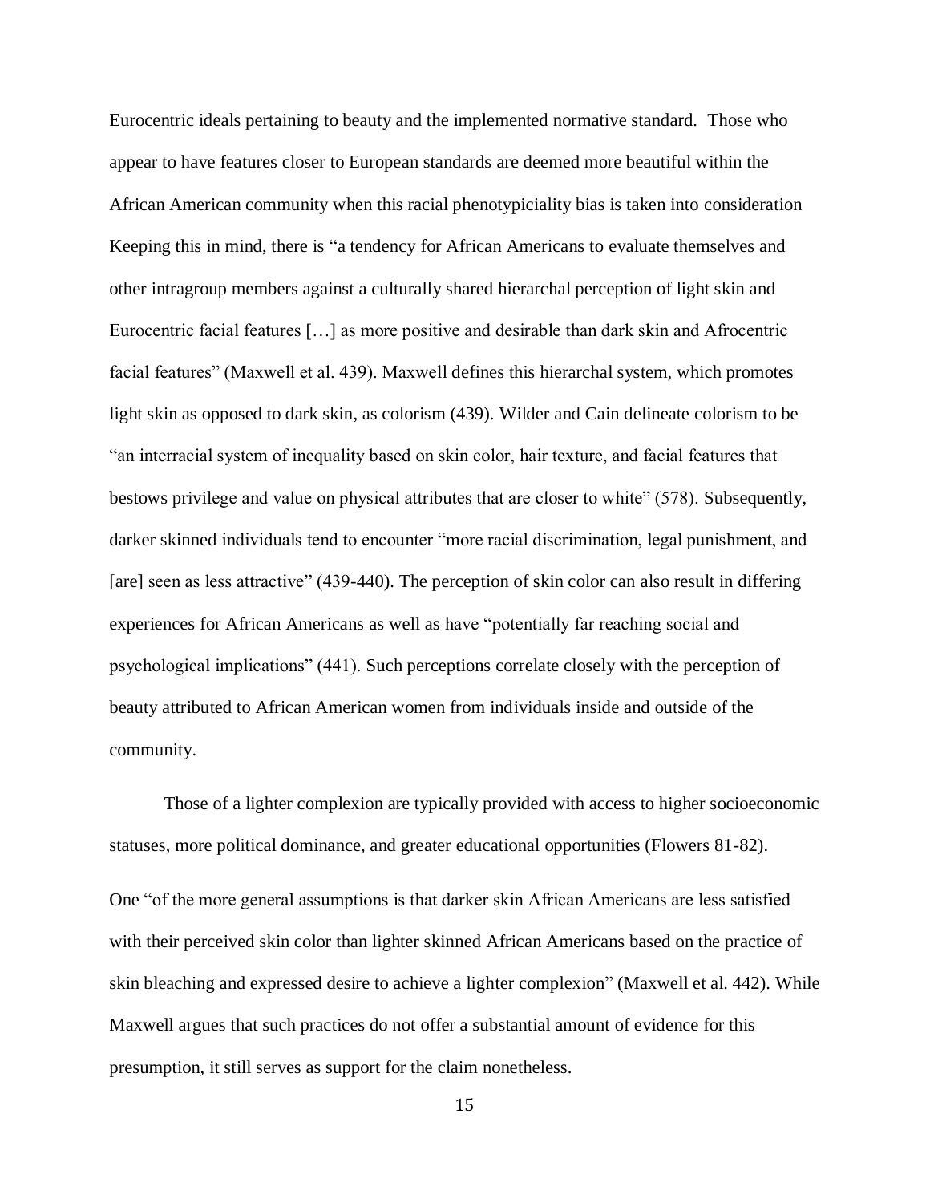Eurocentric ideals pertaining to beauty and the implemented normative standard. Those who appear to have features closer to European standards are deemed more beautiful within the African American community when this racial phenotypiciality bias is taken into consideration Keeping this in mind, there is "a tendency for African Americans to evaluate themselves and other intragroup members against a culturally shared hierarchal perception of light skin and Eurocentric facial features […] as more positive and desirable than dark skin and Afrocentric facial features" (Maxwell et al. 439). Maxwell defines this hierarchal system, which promotes light skin as opposed to dark skin, as colorism (439). Wilder and Cain delineate colorism to be "an interracial system of inequality based on skin color, hair texture, and facial features that bestows privilege and value on physical attributes that are closer to white" (578). Subsequently, darker skinned individuals tend to encounter "more racial discrimination, legal punishment, and [are] seen as less attractive" (439-440). The perception of skin color can also result in differing experiences for African Americans as well as have "potentially far reaching social and psychological implications" (441). Such perceptions correlate closely with the perception of beauty attributed to African American women from individuals inside and outside of the community.

Those of a lighter complexion are typically provided with access to higher socioeconomic statuses, more political dominance, and greater educational opportunities (Flowers 81-82).

One "of the more general assumptions is that darker skin African Americans are less satisfied with their perceived skin color than lighter skinned African Americans based on the practice of skin bleaching and expressed desire to achieve a lighter complexion" (Maxwell et al. 442). While Maxwell argues that such practices do not offer a substantial amount of evidence for this presumption, it still serves as support for the claim nonetheless.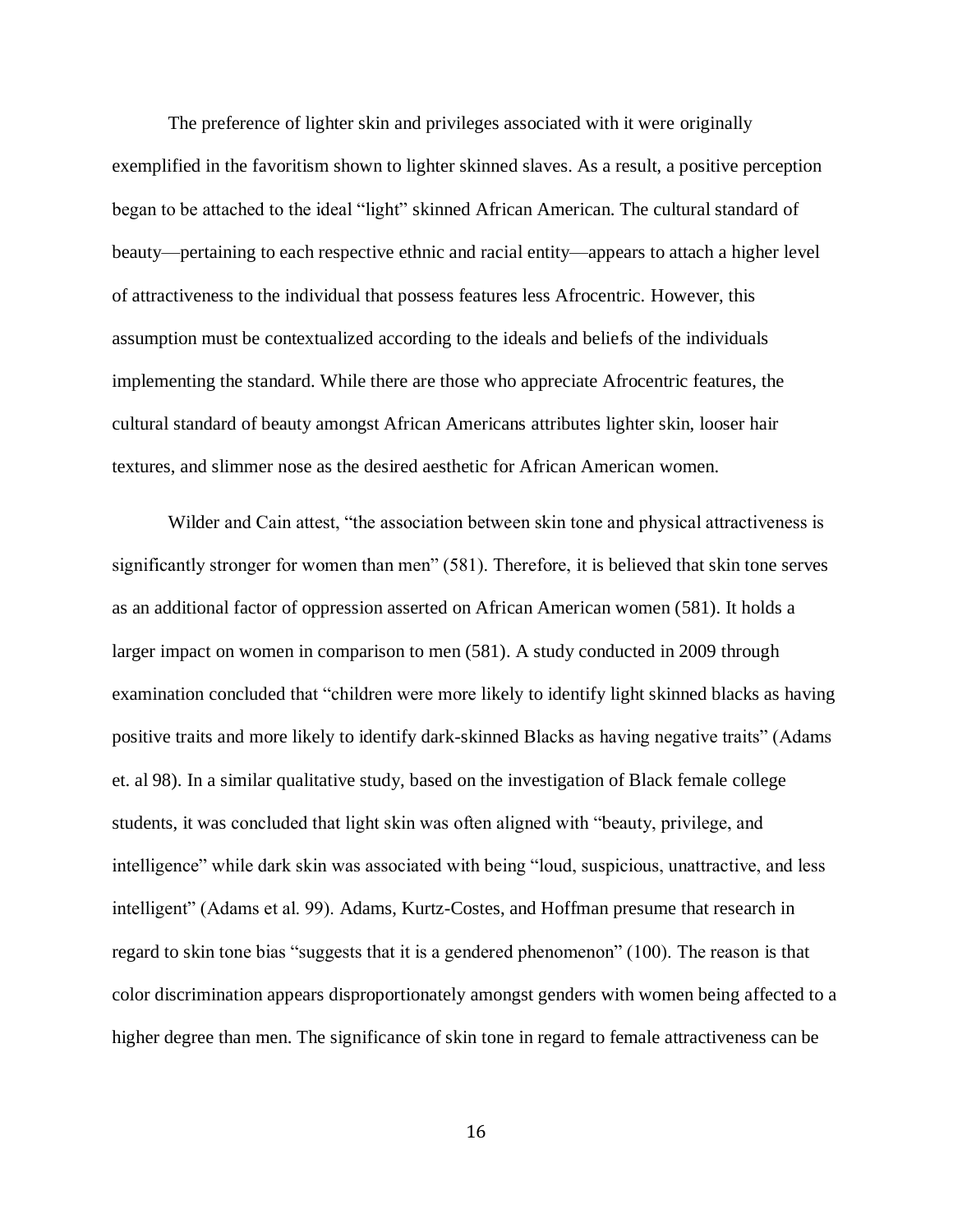The preference of lighter skin and privileges associated with it were originally exemplified in the favoritism shown to lighter skinned slaves. As a result, a positive perception began to be attached to the ideal "light" skinned African American. The cultural standard of beauty—pertaining to each respective ethnic and racial entity—appears to attach a higher level of attractiveness to the individual that possess features less Afrocentric. However, this assumption must be contextualized according to the ideals and beliefs of the individuals implementing the standard. While there are those who appreciate Afrocentric features, the cultural standard of beauty amongst African Americans attributes lighter skin, looser hair textures, and slimmer nose as the desired aesthetic for African American women.

Wilder and Cain attest, "the association between skin tone and physical attractiveness is significantly stronger for women than men" (581). Therefore, it is believed that skin tone serves as an additional factor of oppression asserted on African American women (581). It holds a larger impact on women in comparison to men (581). A study conducted in 2009 through examination concluded that "children were more likely to identify light skinned blacks as having positive traits and more likely to identify dark-skinned Blacks as having negative traits" (Adams et. al 98). In a similar qualitative study, based on the investigation of Black female college students, it was concluded that light skin was often aligned with "beauty, privilege, and intelligence" while dark skin was associated with being "loud, suspicious, unattractive, and less intelligent" (Adams et al. 99). Adams, Kurtz-Costes, and Hoffman presume that research in regard to skin tone bias "suggests that it is a gendered phenomenon" (100). The reason is that color discrimination appears disproportionately amongst genders with women being affected to a higher degree than men. The significance of skin tone in regard to female attractiveness can be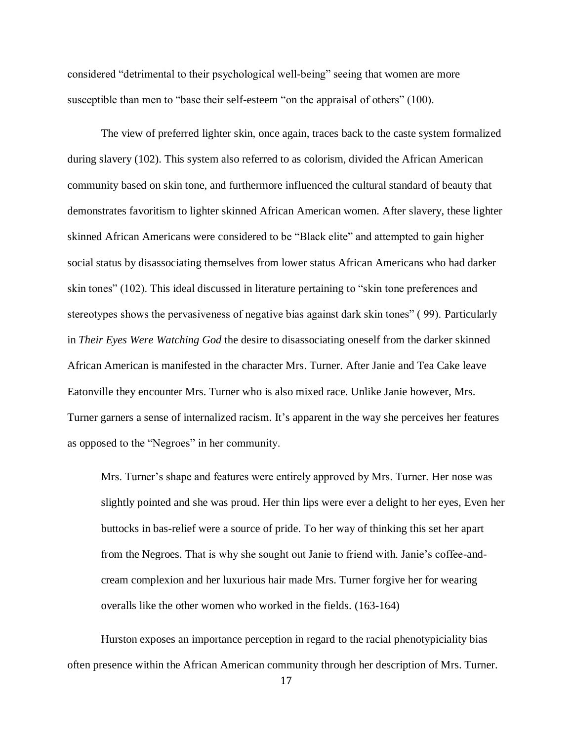considered "detrimental to their psychological well-being" seeing that women are more susceptible than men to "base their self-esteem "on the appraisal of others" (100).

The view of preferred lighter skin, once again, traces back to the caste system formalized during slavery (102). This system also referred to as colorism, divided the African American community based on skin tone, and furthermore influenced the cultural standard of beauty that demonstrates favoritism to lighter skinned African American women. After slavery, these lighter skinned African Americans were considered to be "Black elite" and attempted to gain higher social status by disassociating themselves from lower status African Americans who had darker skin tones" (102). This ideal discussed in literature pertaining to "skin tone preferences and stereotypes shows the pervasiveness of negative bias against dark skin tones" ( 99). Particularly in *Their Eyes Were Watching God* the desire to disassociating oneself from the darker skinned African American is manifested in the character Mrs. Turner. After Janie and Tea Cake leave Eatonville they encounter Mrs. Turner who is also mixed race. Unlike Janie however, Mrs. Turner garners a sense of internalized racism. It's apparent in the way she perceives her features as opposed to the "Negroes" in her community.

> Mrs. Turner's shape and features were entirely approved by Mrs. Turner. Her nose was slightly pointed and she was proud. Her thin lips were ever a delight to her eyes, Even her buttocks in bas-relief were a source of pride. To her way of thinking this set her apart from the Negroes. That is why she sought out Janie to friend with. Janie's coffee-and-cream complexion and her luxurious hair made Mrs. Turner forgive her for wearing overalls like the other women who worked in the fields. (163-164)

Hurston exposes an importance perception in regard to the racial phenotypiciality bias often presence within the African American community through her description of Mrs. Turner.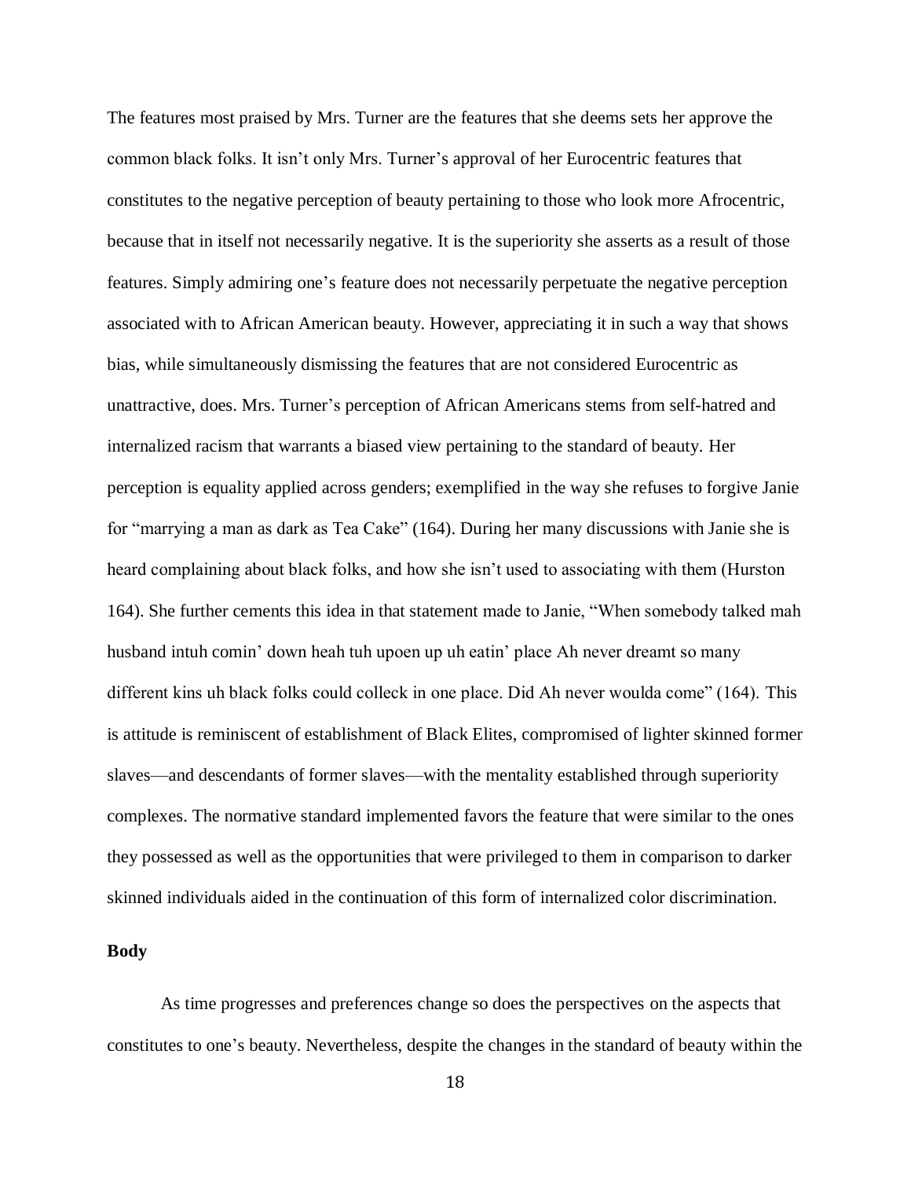The features most praised by Mrs. Turner are the features that she deems sets her approve the common black folks. It isn't only Mrs. Turner's approval of her Eurocentric features that constitutes to the negative perception of beauty pertaining to those who look more Afrocentric, because that in itself not necessarily negative. It is the superiority she asserts as a result of those features. Simply admiring one's feature does not necessarily perpetuate the negative perception associated with to African American beauty. However, appreciating it in such a way that shows bias, while simultaneously dismissing the features that are not considered Eurocentric as unattractive, does. Mrs. Turner's perception of African Americans stems from self-hatred and internalized racism that warrants a biased view pertaining to the standard of beauty. Her perception is equality applied across genders; exemplified in the way she refuses to forgive Janie for "marrying a man as dark as Tea Cake" (164). During her many discussions with Janie she is heard complaining about black folks, and how she isn't used to associating with them (Hurston 164). She further cements this idea in that statement made to Janie, "When somebody talked mah husband intuh comin' down heah tuh upoen up uh eatin' place Ah never dreamt so many different kins uh black folks could colleck in one place. Did Ah never woulda come" (164). This is attitude is reminiscent of establishment of Black Elites, compromised of lighter skinned former slaves—and descendants of former slaves—with the mentality established through superiority complexes. The normative standard implemented favors the feature that were similar to the ones they possessed as well as the opportunities that were privileged to them in comparison to darker skinned individuals aided in the continuation of this form of internalized color discrimination.

**Body**

As time progresses and preferences change so does the perspectives on the aspects that constitutes to one's beauty. Nevertheless, despite the changes in the standard of beauty within the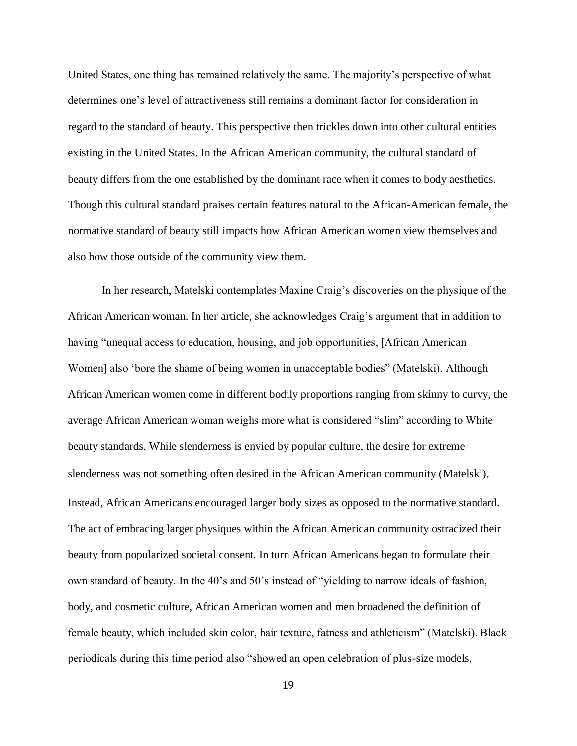United States, one thing has remained relatively the same. The majority's perspective of what determines one's level of attractiveness still remains a dominant factor for consideration in regard to the standard of beauty. This perspective then trickles down into other cultural entities existing in the United States. In the African American community, the cultural standard of beauty differs from the one established by the dominant race when it comes to body aesthetics. Though this cultural standard praises certain features natural to the African-American female, the normative standard of beauty still impacts how African American women view themselves and also how those outside of the community view them.

In her research, Matelski contemplates Maxine Craig's discoveries on the physique of the African American woman. In her article, she acknowledges Craig's argument that in addition to having "unequal access to education, housing, and job opportunities, [African American Women] also 'bore the shame of being women in unacceptable bodies" (Matelski). Although African American women come in different bodily proportions ranging from skinny to curvy, the average African American woman weighs more what is considered "slim" according to White beauty standards. While slenderness is envied by popular culture, the desire for extreme slenderness was not something often desired in the African American community (Matelski). Instead, African Americans encouraged larger body sizes as opposed to the normative standard. The act of embracing larger physiques within the African American community ostracized their beauty from popularized societal consent. In turn African Americans began to formulate their own standard of beauty. In the 40's and 50's instead of "yielding to narrow ideals of fashion, body, and cosmetic culture, African American women and men broadened the definition of female beauty, which included skin color, hair texture, fatness and athleticism" (Matelski). Black periodicals during this time period also "showed an open celebration of plus-size models,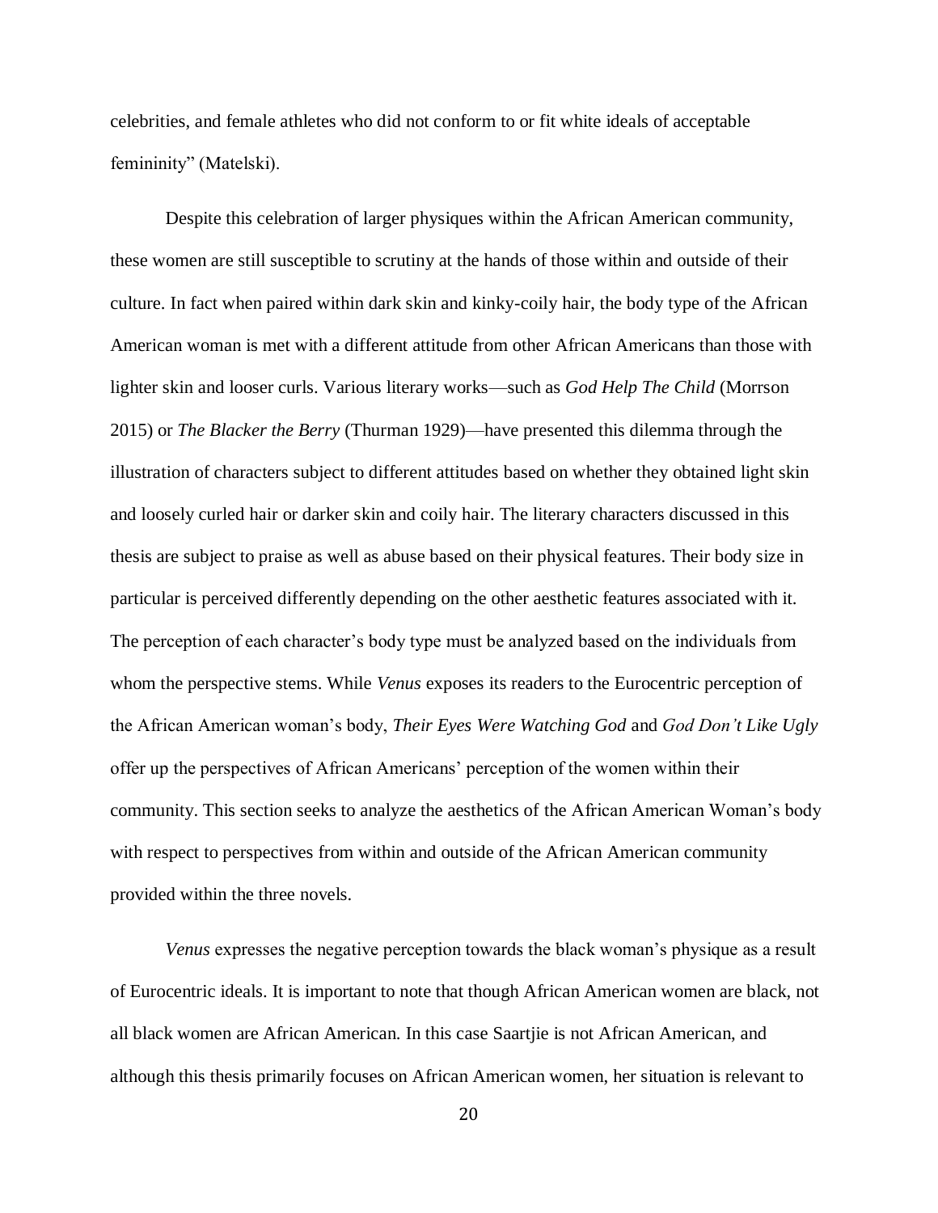celebrities, and female athletes who did not conform to or fit white ideals of acceptable femininity" (Matelski).

Despite this celebration of larger physiques within the African American community, these women are still susceptible to scrutiny at the hands of those within and outside of their culture. In fact when paired within dark skin and kinky-coily hair, the body type of the African American woman is met with a different attitude from other African Americans than those with lighter skin and looser curls. Various literary works—such as *God Help The Child* (Morrson 2015) or *The Blacker the Berry* (Thurman 1929)—have presented this dilemma through the illustration of characters subject to different attitudes based on whether they obtained light skin and loosely curled hair or darker skin and coily hair. The literary characters discussed in this thesis are subject to praise as well as abuse based on their physical features. Their body size in particular is perceived differently depending on the other aesthetic features associated with it. The perception of each character's body type must be analyzed based on the individuals from whom the perspective stems. While *Venus* exposes its readers to the Eurocentric perception of the African American woman's body, *Their Eyes Were Watching God* and *God Don't Like Ugly* offer up the perspectives of African Americans' perception of the women within their community. This section seeks to analyze the aesthetics of the African American Woman's body with respect to perspectives from within and outside of the African American community provided within the three novels.

*Venus* expresses the negative perception towards the black woman's physique as a result of Eurocentric ideals. It is important to note that though African American women are black, not all black women are African American. In this case Saartjie is not African American, and although this thesis primarily focuses on African American women, her situation is relevant to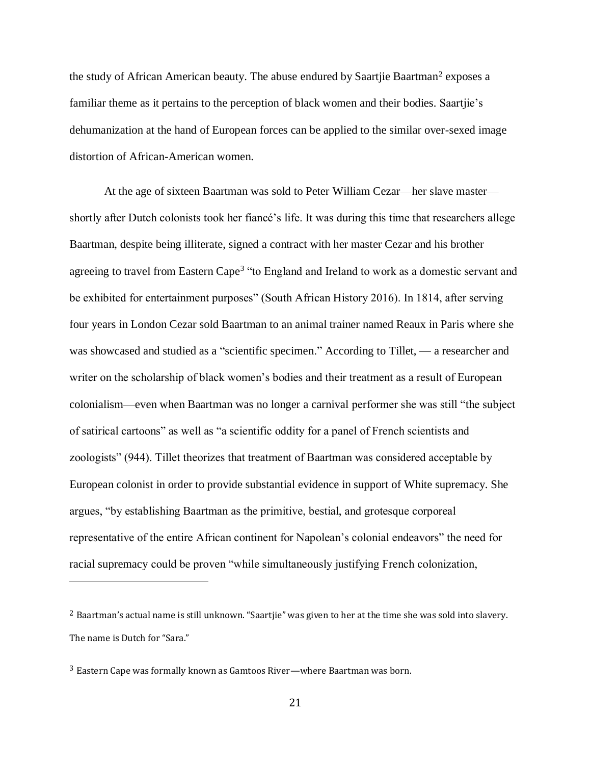the study of African American beauty. The abuse endured by Saartjie Baartman[2] exposes a familiar theme as it pertains to the perception of black women and their bodies. Saartjie's dehumanization at the hand of European forces can be applied to the similar over-sexed image distortion of African-American women.

At the age of sixteen Baartman was sold to Peter William Cezar—her slave master—shortly after Dutch colonists took her fiancé's life. It was during this time that researchers allege Baartman, despite being illiterate, signed a contract with her master Cezar and his brother agreeing to travel from Eastern Cape[3] "to England and Ireland to work as a domestic servant and be exhibited for entertainment purposes" (South African History 2016). In 1814, after serving four years in London Cezar sold Baartman to an animal trainer named Reaux in Paris where she was showcased and studied as a "scientific specimen." According to Tillet, — a researcher and writer on the scholarship of black women's bodies and their treatment as a result of European colonialism—even when Baartman was no longer a carnival performer she was still "the subject of satirical cartoons" as well as "a scientific oddity for a panel of French scientists and zoologists" (944). Tillet theorizes that treatment of Baartman was considered acceptable by European colonist in order to provide substantial evidence in support of White supremacy. She argues, "by establishing Baartman as the primitive, bestial, and grotesque corporeal representative of the entire African continent for Napolean's colonial endeavors" the need for racial supremacy could be proven "while simultaneously justifying French colonization,

---

[2] Baartman's actual name is still unknown. "Saartjie" was given to her at the time she was sold into slavery. The name is Dutch for "Sara."

[3] Eastern Cape was formally known as Gamtoos River—where Baartman was born.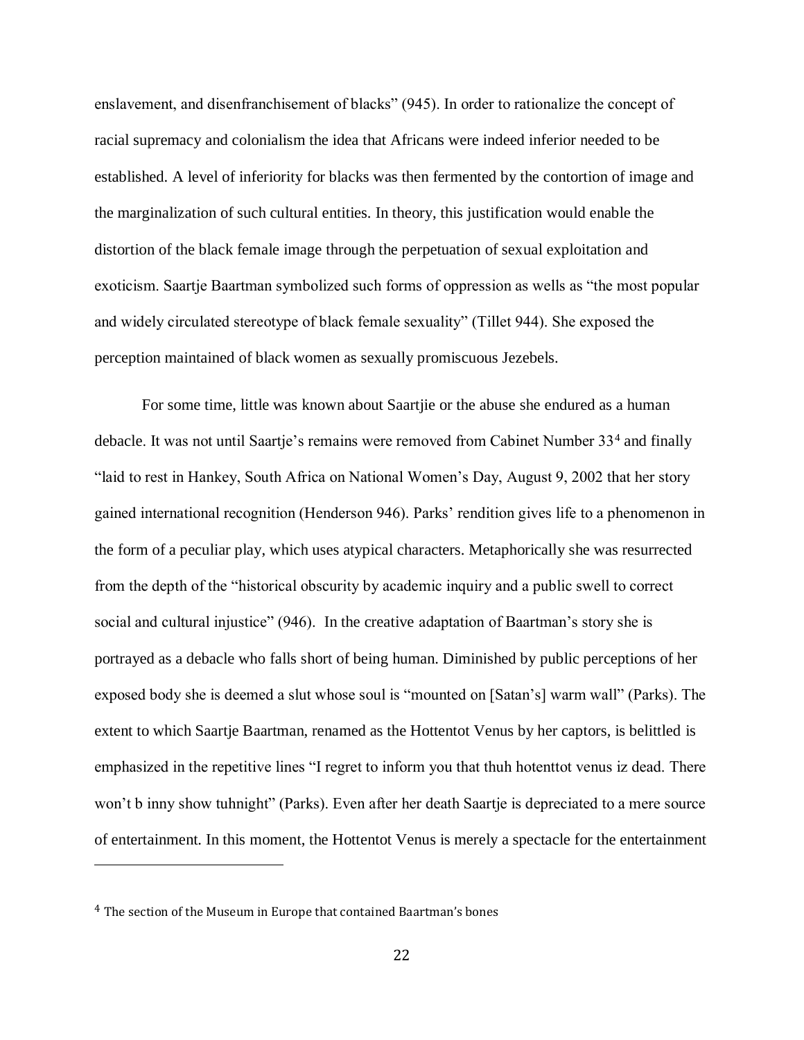enslavement, and disenfranchisement of blacks" (945). In order to rationalize the concept of racial supremacy and colonialism the idea that Africans were indeed inferior needed to be established. A level of inferiority for blacks was then fermented by the contortion of image and the marginalization of such cultural entities. In theory, this justification would enable the distortion of the black female image through the perpetuation of sexual exploitation and exoticism. Saartje Baartman symbolized such forms of oppression as wells as "the most popular and widely circulated stereotype of black female sexuality" (Tillet 944). She exposed the perception maintained of black women as sexually promiscuous Jezebels.

For some time, little was known about Saartjie or the abuse she endured as a human debacle. It was not until Saartje's remains were removed from Cabinet Number 33[4] and finally "laid to rest in Hankey, South Africa on National Women's Day, August 9, 2002 that her story gained international recognition (Henderson 946). Parks' rendition gives life to a phenomenon in the form of a peculiar play, which uses atypical characters. Metaphorically she was resurrected from the depth of the "historical obscurity by academic inquiry and a public swell to correct social and cultural injustice" (946). In the creative adaptation of Baartman's story she is portrayed as a debacle who falls short of being human. Diminished by public perceptions of her exposed body she is deemed a slut whose soul is "mounted on [Satan's] warm wall" (Parks). The extent to which Saartje Baartman, renamed as the Hottentot Venus by her captors, is belittled is emphasized in the repetitive lines "I regret to inform you that thuh hotenttot venus iz dead. There won't b inny show tuhnight" (Parks). Even after her death Saartje is depreciated to a mere source of entertainment. In this moment, the Hottentot Venus is merely a spectacle for the entertainment

---

[4] The section of the Museum in Europe that contained Baartman's bones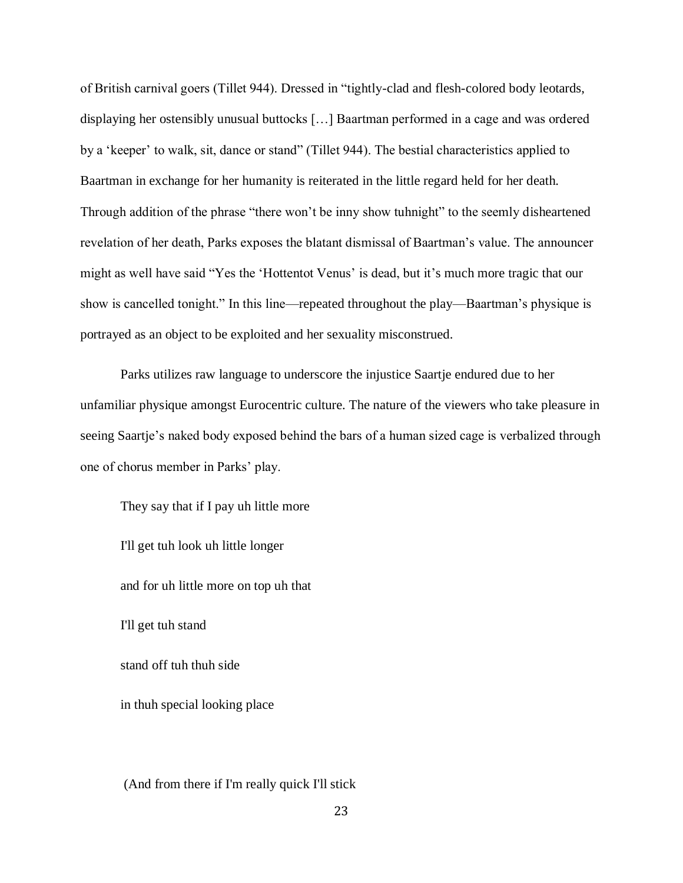of British carnival goers (Tillet 944). Dressed in "tightly-clad and flesh-colored body leotards, displaying her ostensibly unusual buttocks […] Baartman performed in a cage and was ordered by a 'keeper' to walk, sit, dance or stand" (Tillet 944). The bestial characteristics applied to Baartman in exchange for her humanity is reiterated in the little regard held for her death. Through addition of the phrase "there won't be inny show tuhnight" to the seemly disheartened revelation of her death, Parks exposes the blatant dismissal of Baartman's value. The announcer might as well have said "Yes the 'Hottentot Venus' is dead, but it's much more tragic that our show is cancelled tonight." In this line—repeated throughout the play—Baartman's physique is portrayed as an object to be exploited and her sexuality misconstrued.

Parks utilizes raw language to underscore the injustice Saartje endured due to her unfamiliar physique amongst Eurocentric culture. The nature of the viewers who take pleasure in seeing Saartje's naked body exposed behind the bars of a human sized cage is verbalized through one of chorus member in Parks' play.

> They say that if I pay uh little more
>
> I'll get tuh look uh little longer
>
> and for uh little more on top uh that
>
> I'll get tuh stand
>
> stand off tuh thuh side
>
> in thuh special looking place
>
> (And from there if I'm really quick I'll stick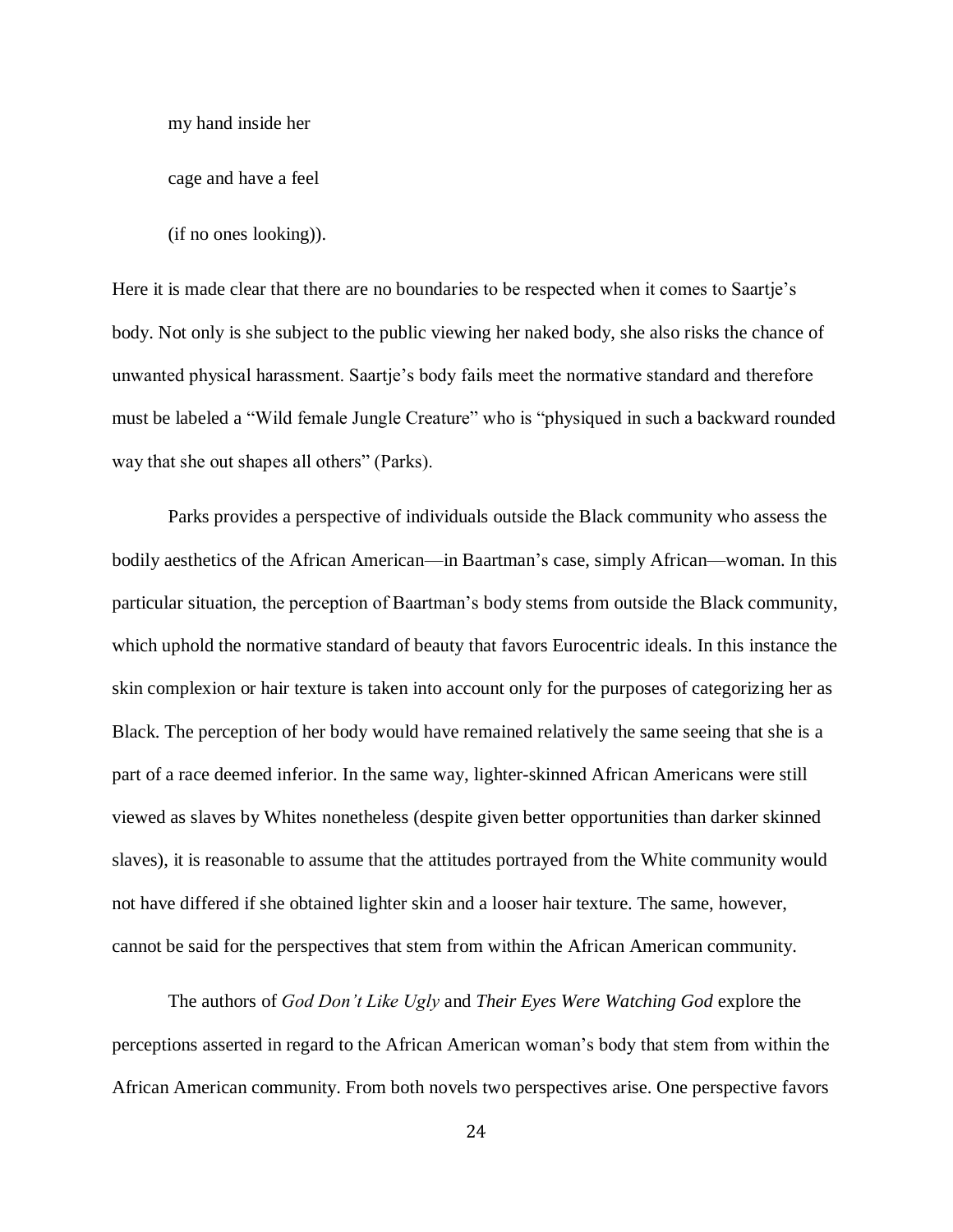my hand inside her

cage and have a feel

(if no ones looking)).

Here it is made clear that there are no boundaries to be respected when it comes to Saartje's body. Not only is she subject to the public viewing her naked body, she also risks the chance of unwanted physical harassment. Saartje's body fails meet the normative standard and therefore must be labeled a "Wild female Jungle Creature" who is "physiqued in such a backward rounded way that she out shapes all others" (Parks).

Parks provides a perspective of individuals outside the Black community who assess the bodily aesthetics of the African American—in Baartman's case, simply African—woman. In this particular situation, the perception of Baartman's body stems from outside the Black community, which uphold the normative standard of beauty that favors Eurocentric ideals. In this instance the skin complexion or hair texture is taken into account only for the purposes of categorizing her as Black. The perception of her body would have remained relatively the same seeing that she is a part of a race deemed inferior. In the same way, lighter-skinned African Americans were still viewed as slaves by Whites nonetheless (despite given better opportunities than darker skinned slaves), it is reasonable to assume that the attitudes portrayed from the White community would not have differed if she obtained lighter skin and a looser hair texture. The same, however, cannot be said for the perspectives that stem from within the African American community.

The authors of *God Don't Like Ugly* and *Their Eyes Were Watching God* explore the perceptions asserted in regard to the African American woman's body that stem from within the African American community. From both novels two perspectives arise. One perspective favors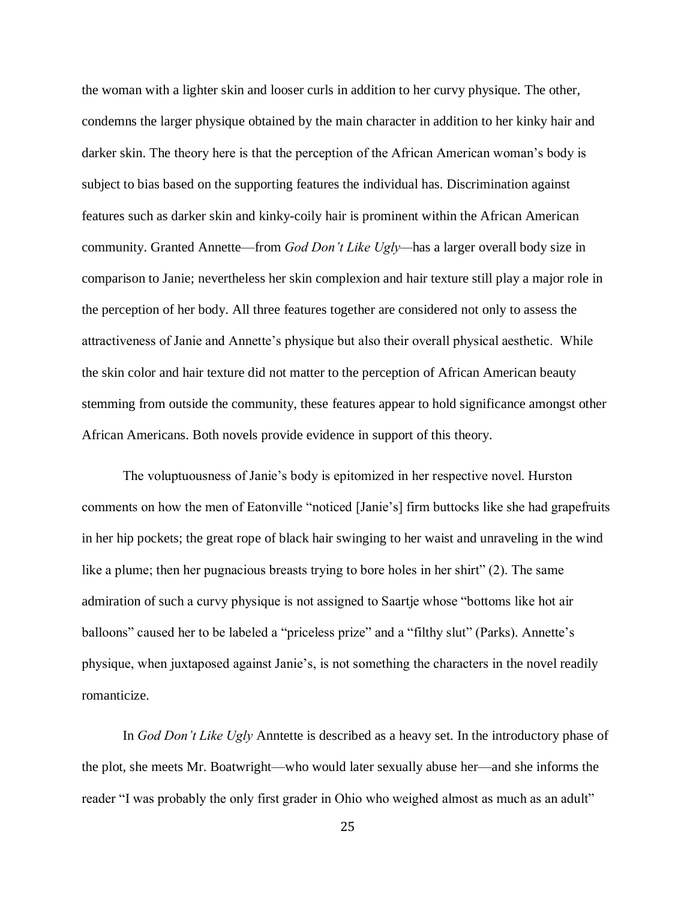the woman with a lighter skin and looser curls in addition to her curvy physique. The other, condemns the larger physique obtained by the main character in addition to her kinky hair and darker skin. The theory here is that the perception of the African American woman's body is subject to bias based on the supporting features the individual has. Discrimination against features such as darker skin and kinky-coily hair is prominent within the African American community. Granted Annette—from *God Don't Like Ugly*—has a larger overall body size in comparison to Janie; nevertheless her skin complexion and hair texture still play a major role in the perception of her body. All three features together are considered not only to assess the attractiveness of Janie and Annette's physique but also their overall physical aesthetic. While the skin color and hair texture did not matter to the perception of African American beauty stemming from outside the community, these features appear to hold significance amongst other African Americans. Both novels provide evidence in support of this theory.

The voluptuousness of Janie's body is epitomized in her respective novel. Hurston comments on how the men of Eatonville "noticed [Janie's] firm buttocks like she had grapefruits in her hip pockets; the great rope of black hair swinging to her waist and unraveling in the wind like a plume; then her pugnacious breasts trying to bore holes in her shirt" (2). The same admiration of such a curvy physique is not assigned to Saartje whose "bottoms like hot air balloons" caused her to be labeled a "priceless prize" and a "filthy slut" (Parks). Annette's physique, when juxtaposed against Janie's, is not something the characters in the novel readily romanticize.

In *God Don't Like Ugly* Anntette is described as a heavy set. In the introductory phase of the plot, she meets Mr. Boatwright—who would later sexually abuse her—and she informs the reader "I was probably the only first grader in Ohio who weighed almost as much as an adult"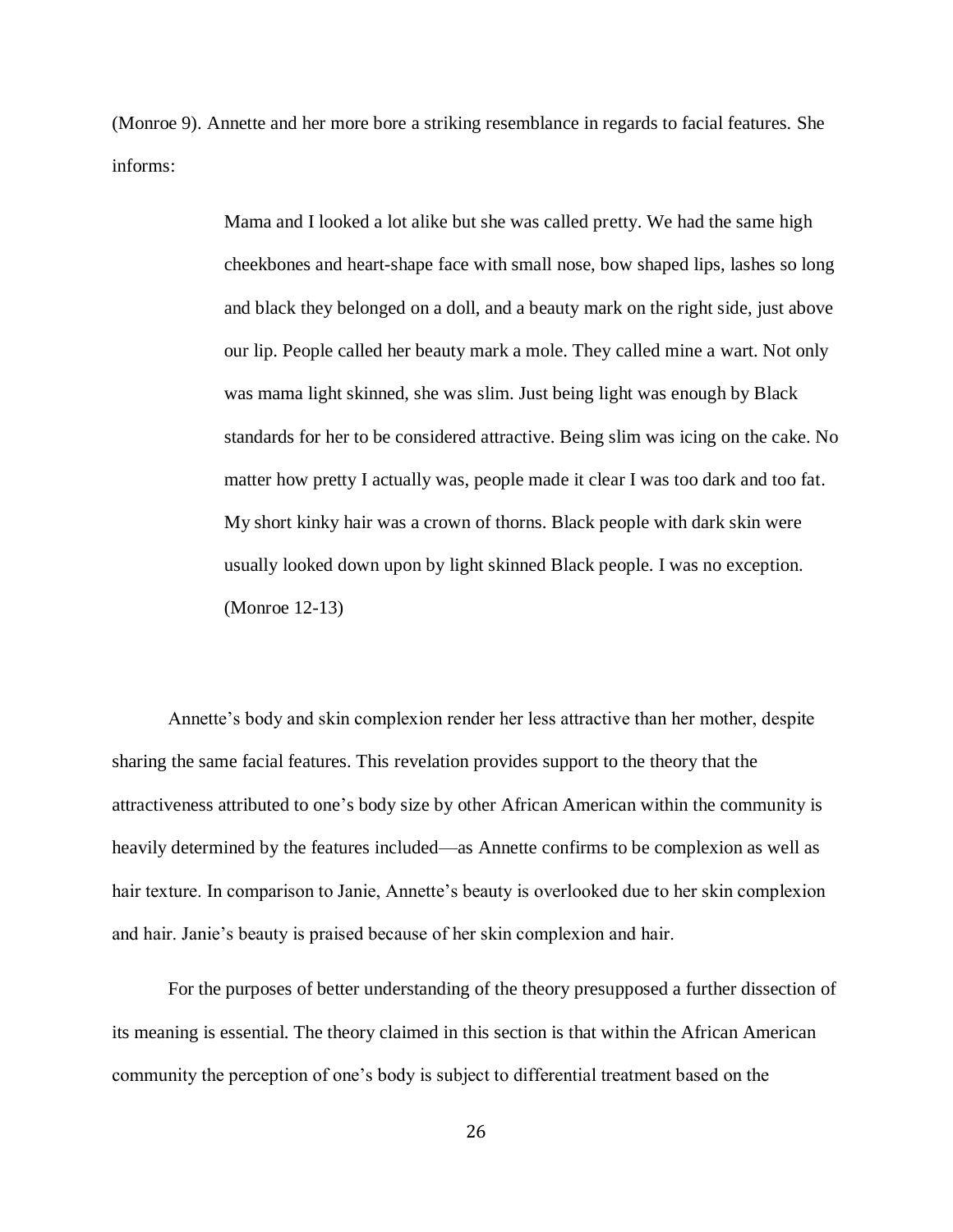(Monroe 9). Annette and her more bore a striking resemblance in regards to facial features. She informs:

> Mama and I looked a lot alike but she was called pretty. We had the same high cheekbones and heart-shape face with small nose, bow shaped lips, lashes so long and black they belonged on a doll, and a beauty mark on the right side, just above our lip. People called her beauty mark a mole. They called mine a wart. Not only was mama light skinned, she was slim. Just being light was enough by Black standards for her to be considered attractive. Being slim was icing on the cake. No matter how pretty I actually was, people made it clear I was too dark and too fat. My short kinky hair was a crown of thorns. Black people with dark skin were usually looked down upon by light skinned Black people. I was no exception. (Monroe 12-13)

Annette's body and skin complexion render her less attractive than her mother, despite sharing the same facial features. This revelation provides support to the theory that the attractiveness attributed to one's body size by other African American within the community is heavily determined by the features included—as Annette confirms to be complexion as well as hair texture. In comparison to Janie, Annette's beauty is overlooked due to her skin complexion and hair. Janie's beauty is praised because of her skin complexion and hair.

For the purposes of better understanding of the theory presupposed a further dissection of its meaning is essential. The theory claimed in this section is that within the African American community the perception of one's body is subject to differential treatment based on the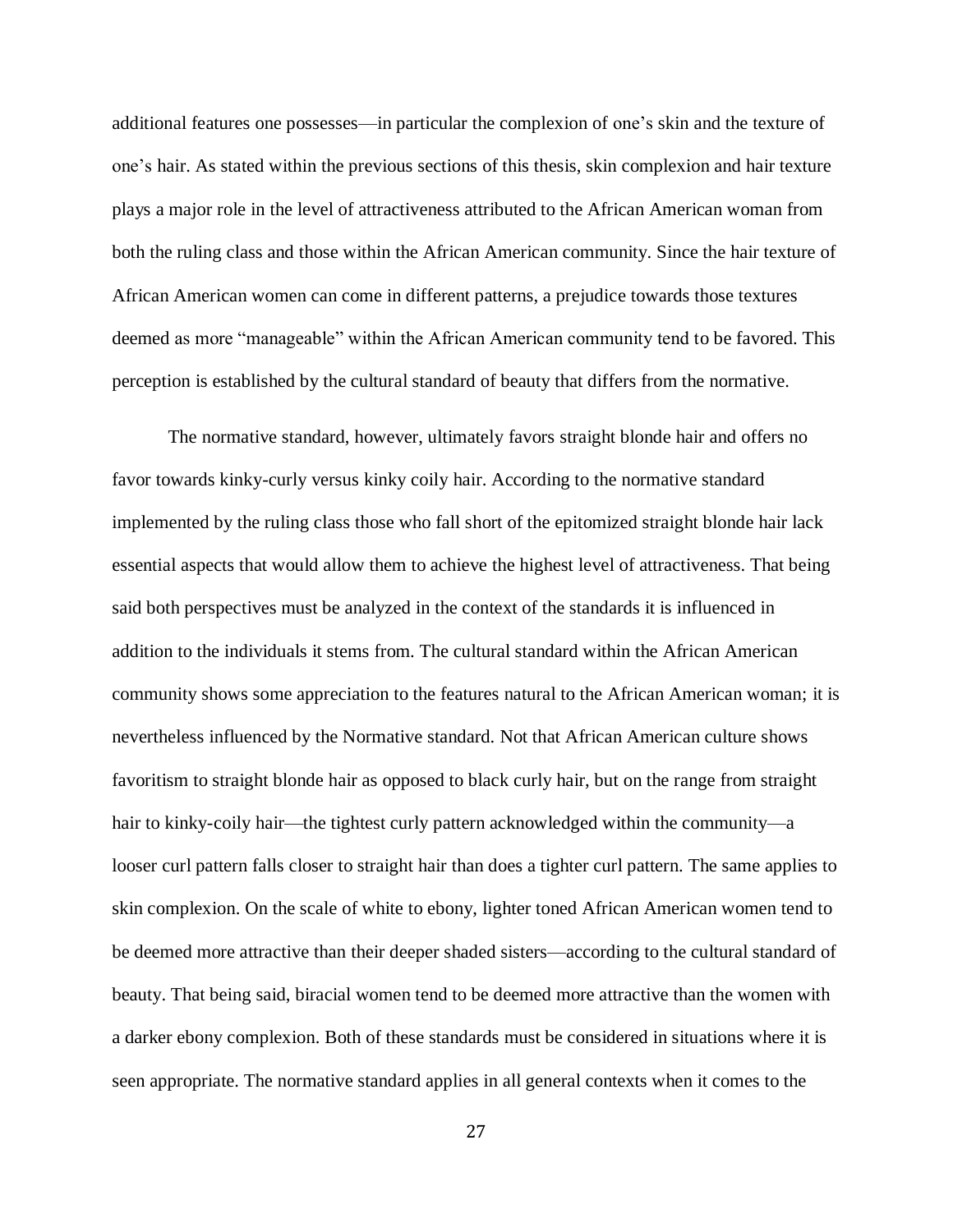additional features one possesses—in particular the complexion of one's skin and the texture of one's hair. As stated within the previous sections of this thesis, skin complexion and hair texture plays a major role in the level of attractiveness attributed to the African American woman from both the ruling class and those within the African American community. Since the hair texture of African American women can come in different patterns, a prejudice towards those textures deemed as more "manageable" within the African American community tend to be favored. This perception is established by the cultural standard of beauty that differs from the normative.

The normative standard, however, ultimately favors straight blonde hair and offers no favor towards kinky-curly versus kinky coily hair. According to the normative standard implemented by the ruling class those who fall short of the epitomized straight blonde hair lack essential aspects that would allow them to achieve the highest level of attractiveness. That being said both perspectives must be analyzed in the context of the standards it is influenced in addition to the individuals it stems from. The cultural standard within the African American community shows some appreciation to the features natural to the African American woman; it is nevertheless influenced by the Normative standard. Not that African American culture shows favoritism to straight blonde hair as opposed to black curly hair, but on the range from straight hair to kinky-coily hair—the tightest curly pattern acknowledged within the community—a looser curl pattern falls closer to straight hair than does a tighter curl pattern. The same applies to skin complexion. On the scale of white to ebony, lighter toned African American women tend to be deemed more attractive than their deeper shaded sisters—according to the cultural standard of beauty. That being said, biracial women tend to be deemed more attractive than the women with a darker ebony complexion. Both of these standards must be considered in situations where it is seen appropriate. The normative standard applies in all general contexts when it comes to the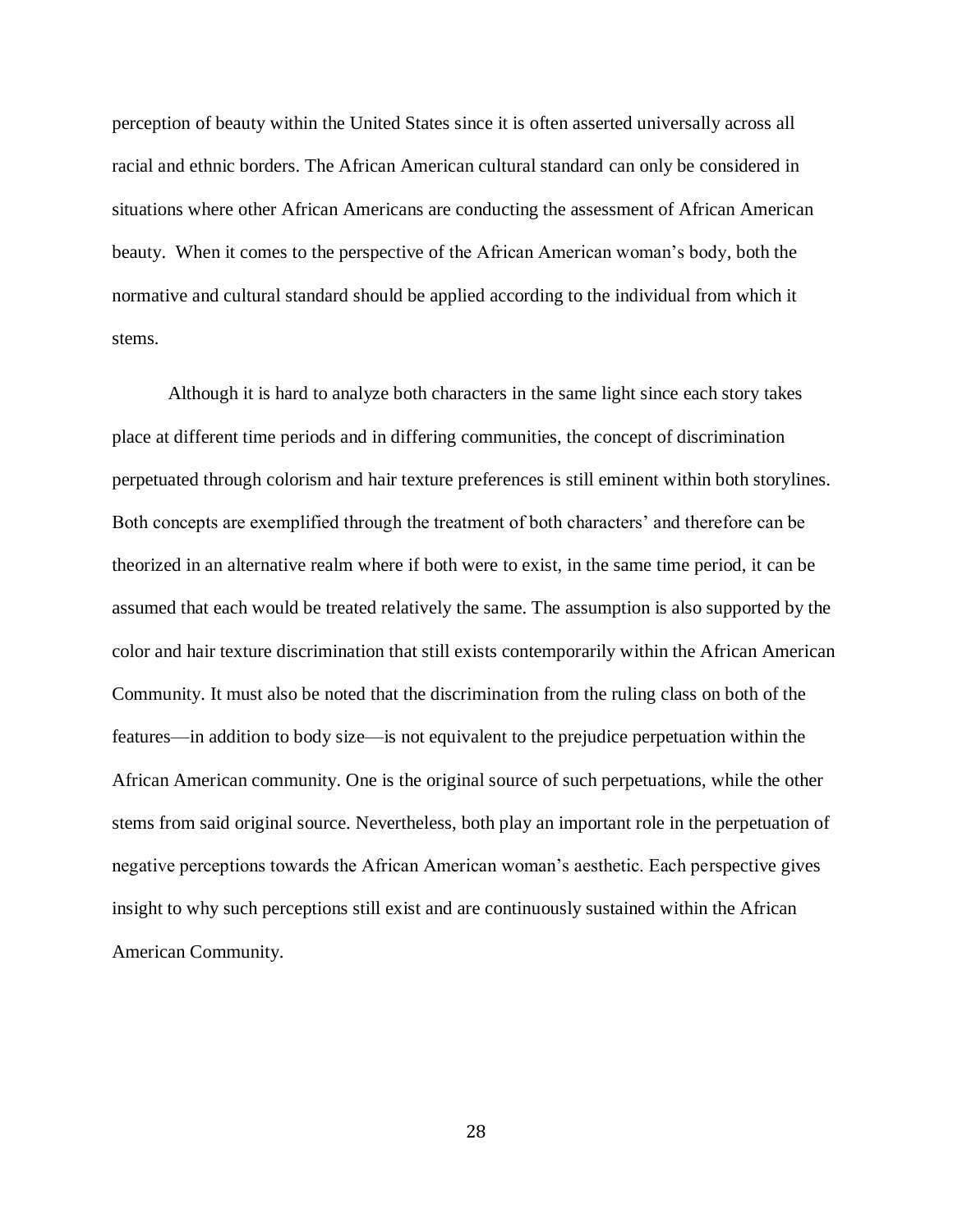perception of beauty within the United States since it is often asserted universally across all racial and ethnic borders. The African American cultural standard can only be considered in situations where other African Americans are conducting the assessment of African American beauty. When it comes to the perspective of the African American woman's body, both the normative and cultural standard should be applied according to the individual from which it stems.

Although it is hard to analyze both characters in the same light since each story takes place at different time periods and in differing communities, the concept of discrimination perpetuated through colorism and hair texture preferences is still eminent within both storylines. Both concepts are exemplified through the treatment of both characters' and therefore can be theorized in an alternative realm where if both were to exist, in the same time period, it can be assumed that each would be treated relatively the same. The assumption is also supported by the color and hair texture discrimination that still exists contemporarily within the African American Community. It must also be noted that the discrimination from the ruling class on both of the features—in addition to body size—is not equivalent to the prejudice perpetuation within the African American community. One is the original source of such perpetuations, while the other stems from said original source. Nevertheless, both play an important role in the perpetuation of negative perceptions towards the African American woman's aesthetic. Each perspective gives insight to why such perceptions still exist and are continuously sustained within the African American Community.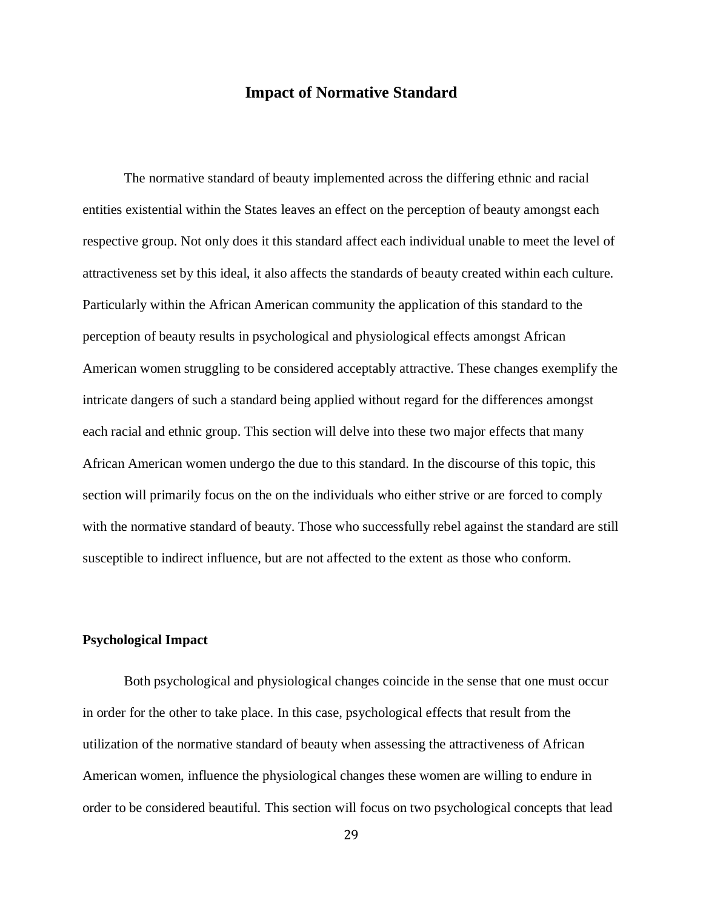## Impact of Normative Standard

The normative standard of beauty implemented across the differing ethnic and racial entities existential within the States leaves an effect on the perception of beauty amongst each respective group. Not only does it this standard affect each individual unable to meet the level of attractiveness set by this ideal, it also affects the standards of beauty created within each culture. Particularly within the African American community the application of this standard to the perception of beauty results in psychological and physiological effects amongst African American women struggling to be considered acceptably attractive. These changes exemplify the intricate dangers of such a standard being applied without regard for the differences amongst each racial and ethnic group. This section will delve into these two major effects that many African American women undergo the due to this standard. In the discourse of this topic, this section will primarily focus on the on the individuals who either strive or are forced to comply with the normative standard of beauty. Those who successfully rebel against the standard are still susceptible to indirect influence, but are not affected to the extent as those who conform.

### Psychological Impact

Both psychological and physiological changes coincide in the sense that one must occur in order for the other to take place. In this case, psychological effects that result from the utilization of the normative standard of beauty when assessing the attractiveness of African American women, influence the physiological changes these women are willing to endure in order to be considered beautiful. This section will focus on two psychological concepts that lead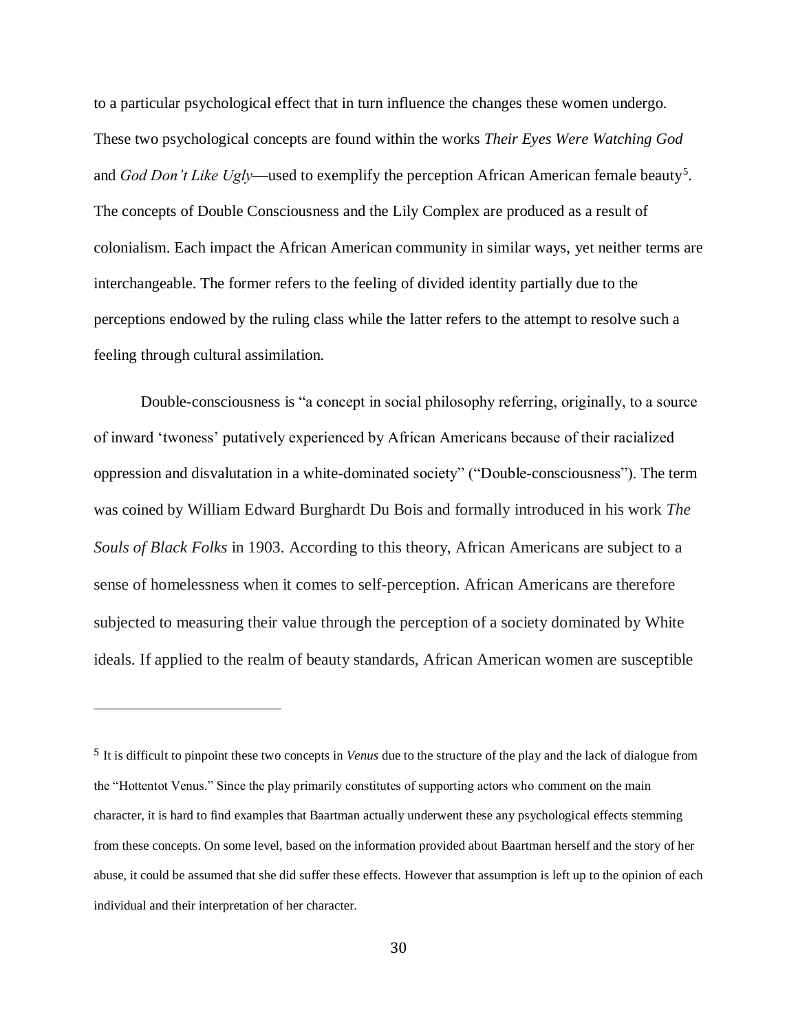to a particular psychological effect that in turn influence the changes these women undergo. These two psychological concepts are found within the works *Their Eyes Were Watching God* and *God Don't Like Ugly*—used to exemplify the perception African American female beauty[5]. The concepts of Double Consciousness and the Lily Complex are produced as a result of colonialism. Each impact the African American community in similar ways, yet neither terms are interchangeable. The former refers to the feeling of divided identity partially due to the perceptions endowed by the ruling class while the latter refers to the attempt to resolve such a feeling through cultural assimilation.

Double-consciousness is "a concept in social philosophy referring, originally, to a source of inward 'twoness' putatively experienced by African Americans because of their racialized oppression and disvalutation in a white-dominated society" ("Double-consciousness"). The term was coined by William Edward Burghardt Du Bois and formally introduced in his work *The Souls of Black Folks* in 1903. According to this theory, African Americans are subject to a sense of homelessness when it comes to self-perception. African Americans are therefore subjected to measuring their value through the perception of a society dominated by White ideals. If applied to the realm of beauty standards, African American women are susceptible

---

[5] It is difficult to pinpoint these two concepts in *Venus* due to the structure of the play and the lack of dialogue from the "Hottentot Venus." Since the play primarily constitutes of supporting actors who comment on the main character, it is hard to find examples that Baartman actually underwent these any psychological effects stemming from these concepts. On some level, based on the information provided about Baartman herself and the story of her abuse, it could be assumed that she did suffer these effects. However that assumption is left up to the opinion of each individual and their interpretation of her character.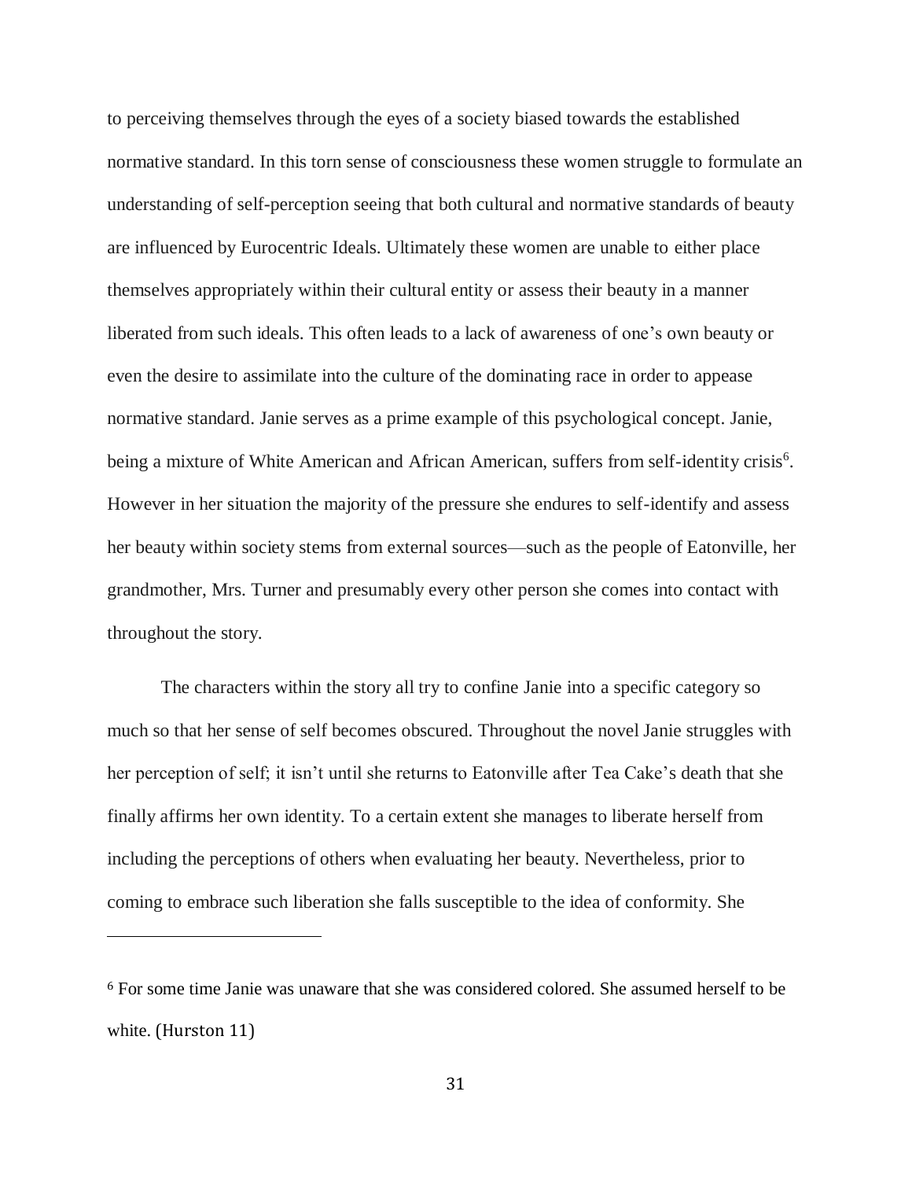to perceiving themselves through the eyes of a society biased towards the established normative standard. In this torn sense of consciousness these women struggle to formulate an understanding of self-perception seeing that both cultural and normative standards of beauty are influenced by Eurocentric Ideals. Ultimately these women are unable to either place themselves appropriately within their cultural entity or assess their beauty in a manner liberated from such ideals. This often leads to a lack of awareness of one's own beauty or even the desire to assimilate into the culture of the dominating race in order to appease normative standard. Janie serves as a prime example of this psychological concept. Janie, being a mixture of White American and African American, suffers from self-identity crisis[6]. However in her situation the majority of the pressure she endures to self-identify and assess her beauty within society stems from external sources—such as the people of Eatonville, her grandmother, Mrs. Turner and presumably every other person she comes into contact with throughout the story.

The characters within the story all try to confine Janie into a specific category so much so that her sense of self becomes obscured. Throughout the novel Janie struggles with her perception of self; it isn't until she returns to Eatonville after Tea Cake's death that she finally affirms her own identity. To a certain extent she manages to liberate herself from including the perceptions of others when evaluating her beauty. Nevertheless, prior to coming to embrace such liberation she falls susceptible to the idea of conformity. She

---

[6] For some time Janie was unaware that she was considered colored. She assumed herself to be white. (Hurston 11)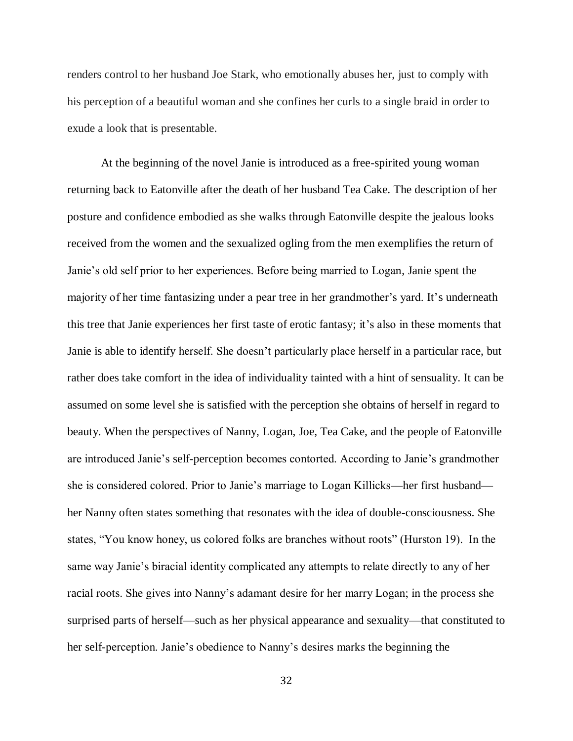renders control to her husband Joe Stark, who emotionally abuses her, just to comply with his perception of a beautiful woman and she confines her curls to a single braid in order to exude a look that is presentable.

At the beginning of the novel Janie is introduced as a free-spirited young woman returning back to Eatonville after the death of her husband Tea Cake. The description of her posture and confidence embodied as she walks through Eatonville despite the jealous looks received from the women and the sexualized ogling from the men exemplifies the return of Janie's old self prior to her experiences. Before being married to Logan, Janie spent the majority of her time fantasizing under a pear tree in her grandmother's yard. It's underneath this tree that Janie experiences her first taste of erotic fantasy; it's also in these moments that Janie is able to identify herself. She doesn't particularly place herself in a particular race, but rather does take comfort in the idea of individuality tainted with a hint of sensuality. It can be assumed on some level she is satisfied with the perception she obtains of herself in regard to beauty. When the perspectives of Nanny, Logan, Joe, Tea Cake, and the people of Eatonville are introduced Janie's self-perception becomes contorted. According to Janie's grandmother she is considered colored. Prior to Janie's marriage to Logan Killicks—her first husband—her Nanny often states something that resonates with the idea of double-consciousness. She states, "You know honey, us colored folks are branches without roots" (Hurston 19). In the same way Janie's biracial identity complicated any attempts to relate directly to any of her racial roots. She gives into Nanny's adamant desire for her marry Logan; in the process she surprised parts of herself—such as her physical appearance and sexuality—that constituted to her self-perception. Janie's obedience to Nanny's desires marks the beginning the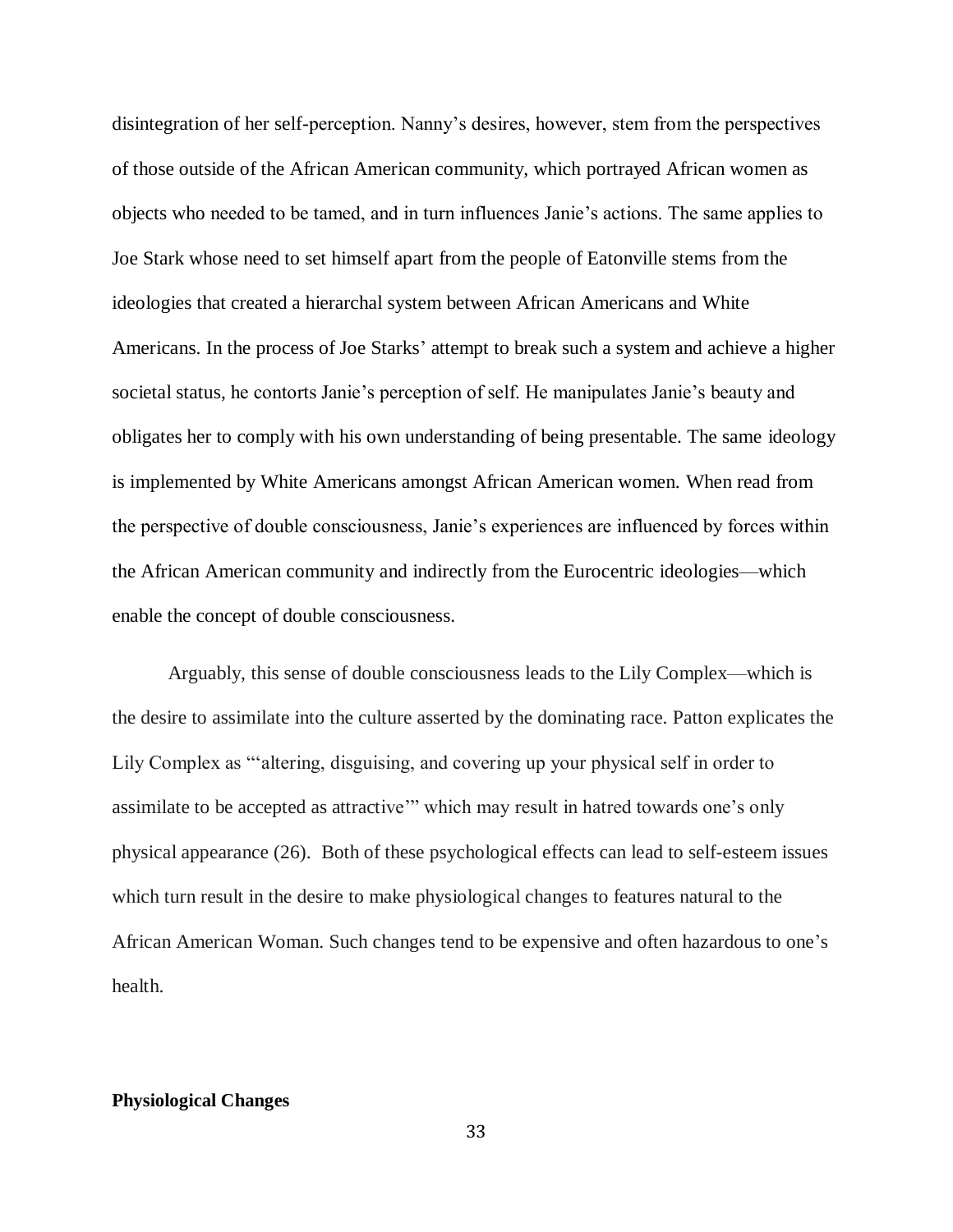disintegration of her self-perception. Nanny's desires, however, stem from the perspectives of those outside of the African American community, which portrayed African women as objects who needed to be tamed, and in turn influences Janie's actions. The same applies to Joe Stark whose need to set himself apart from the people of Eatonville stems from the ideologies that created a hierarchal system between African Americans and White Americans. In the process of Joe Starks' attempt to break such a system and achieve a higher societal status, he contorts Janie's perception of self. He manipulates Janie's beauty and obligates her to comply with his own understanding of being presentable. The same ideology is implemented by White Americans amongst African American women. When read from the perspective of double consciousness, Janie's experiences are influenced by forces within the African American community and indirectly from the Eurocentric ideologies—which enable the concept of double consciousness.

Arguably, this sense of double consciousness leads to the Lily Complex—which is the desire to assimilate into the culture asserted by the dominating race. Patton explicates the Lily Complex as "'altering, disguising, and covering up your physical self in order to assimilate to be accepted as attractive'" which may result in hatred towards one's only physical appearance (26). Both of these psychological effects can lead to self-esteem issues which turn result in the desire to make physiological changes to features natural to the African American Woman. Such changes tend to be expensive and often hazardous to one's health.

**Physiological Changes**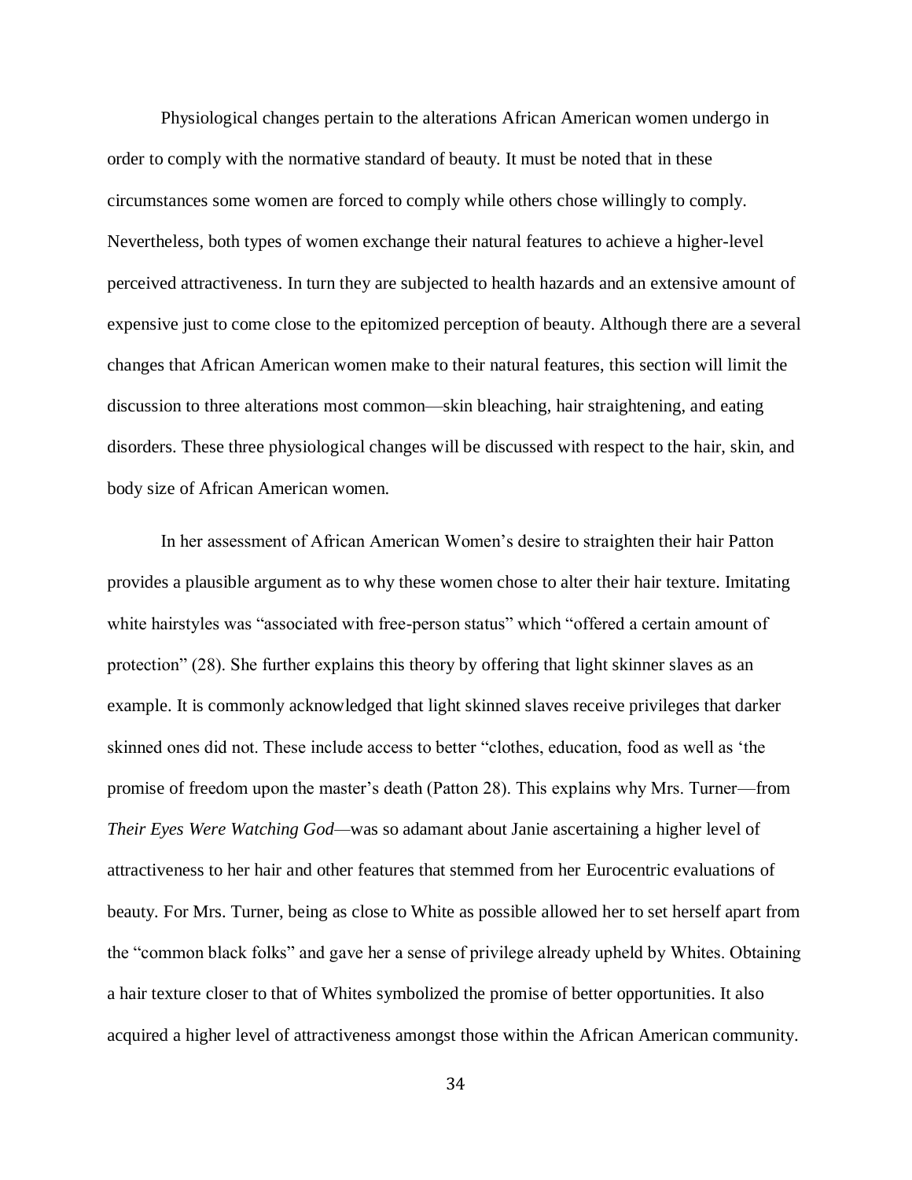Physiological changes pertain to the alterations African American women undergo in order to comply with the normative standard of beauty. It must be noted that in these circumstances some women are forced to comply while others chose willingly to comply. Nevertheless, both types of women exchange their natural features to achieve a higher-level perceived attractiveness. In turn they are subjected to health hazards and an extensive amount of expensive just to come close to the epitomized perception of beauty. Although there are a several changes that African American women make to their natural features, this section will limit the discussion to three alterations most common—skin bleaching, hair straightening, and eating disorders. These three physiological changes will be discussed with respect to the hair, skin, and body size of African American women.

In her assessment of African American Women's desire to straighten their hair Patton provides a plausible argument as to why these women chose to alter their hair texture. Imitating white hairstyles was "associated with free-person status" which "offered a certain amount of protection" (28). She further explains this theory by offering that light skinner slaves as an example. It is commonly acknowledged that light skinned slaves receive privileges that darker skinned ones did not. These include access to better "clothes, education, food as well as 'the promise of freedom upon the master's death (Patton 28). This explains why Mrs. Turner—from *Their Eyes Were Watching God*—was so adamant about Janie ascertaining a higher level of attractiveness to her hair and other features that stemmed from her Eurocentric evaluations of beauty. For Mrs. Turner, being as close to White as possible allowed her to set herself apart from the "common black folks" and gave her a sense of privilege already upheld by Whites. Obtaining a hair texture closer to that of Whites symbolized the promise of better opportunities. It also acquired a higher level of attractiveness amongst those within the African American community.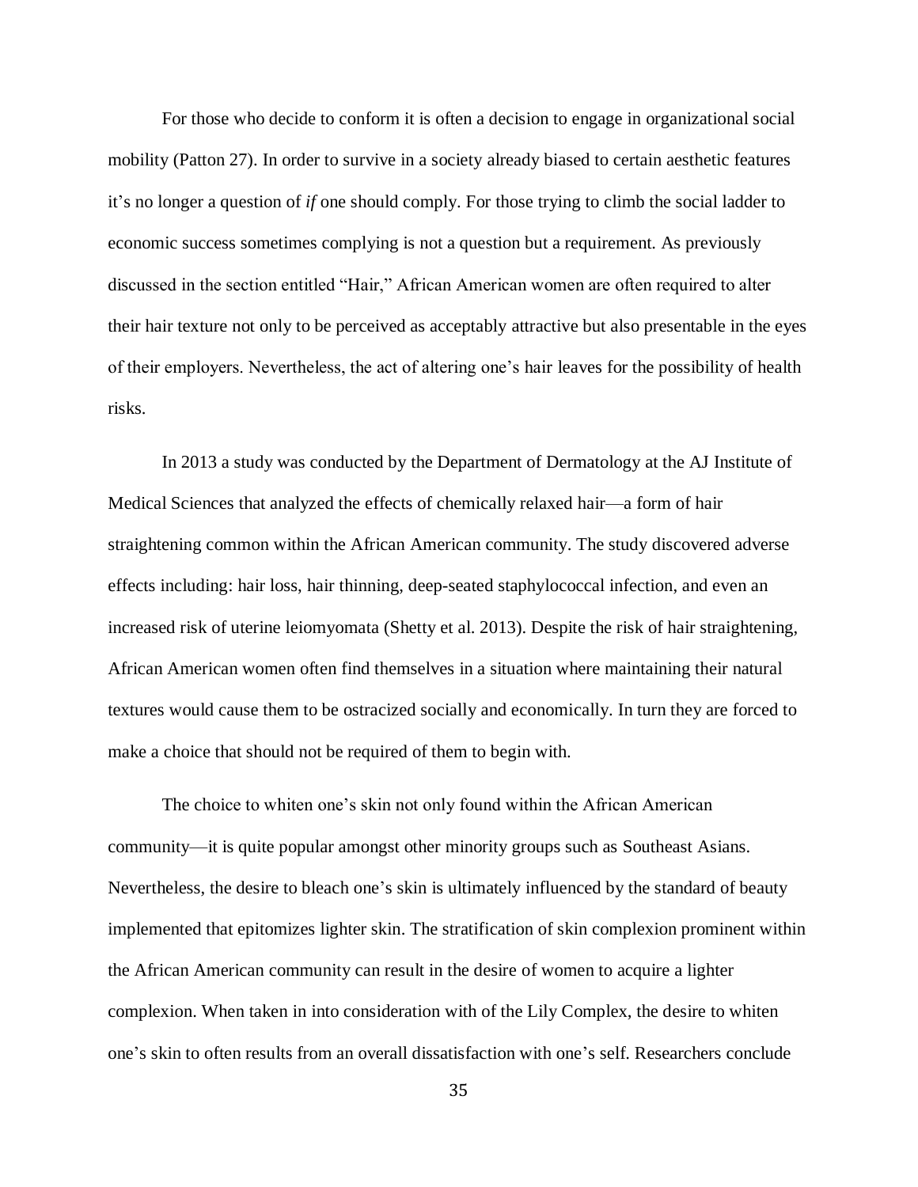For those who decide to conform it is often a decision to engage in organizational social mobility (Patton 27). In order to survive in a society already biased to certain aesthetic features it's no longer a question of *if* one should comply. For those trying to climb the social ladder to economic success sometimes complying is not a question but a requirement. As previously discussed in the section entitled "Hair," African American women are often required to alter their hair texture not only to be perceived as acceptably attractive but also presentable in the eyes of their employers. Nevertheless, the act of altering one's hair leaves for the possibility of health risks.

In 2013 a study was conducted by the Department of Dermatology at the AJ Institute of Medical Sciences that analyzed the effects of chemically relaxed hair—a form of hair straightening common within the African American community. The study discovered adverse effects including: hair loss, hair thinning, deep-seated staphylococcal infection, and even an increased risk of uterine leiomyomata (Shetty et al. 2013). Despite the risk of hair straightening, African American women often find themselves in a situation where maintaining their natural textures would cause them to be ostracized socially and economically. In turn they are forced to make a choice that should not be required of them to begin with.

The choice to whiten one's skin not only found within the African American community—it is quite popular amongst other minority groups such as Southeast Asians. Nevertheless, the desire to bleach one's skin is ultimately influenced by the standard of beauty implemented that epitomizes lighter skin. The stratification of skin complexion prominent within the African American community can result in the desire of women to acquire a lighter complexion. When taken in into consideration with of the Lily Complex, the desire to whiten one's skin to often results from an overall dissatisfaction with one's self. Researchers conclude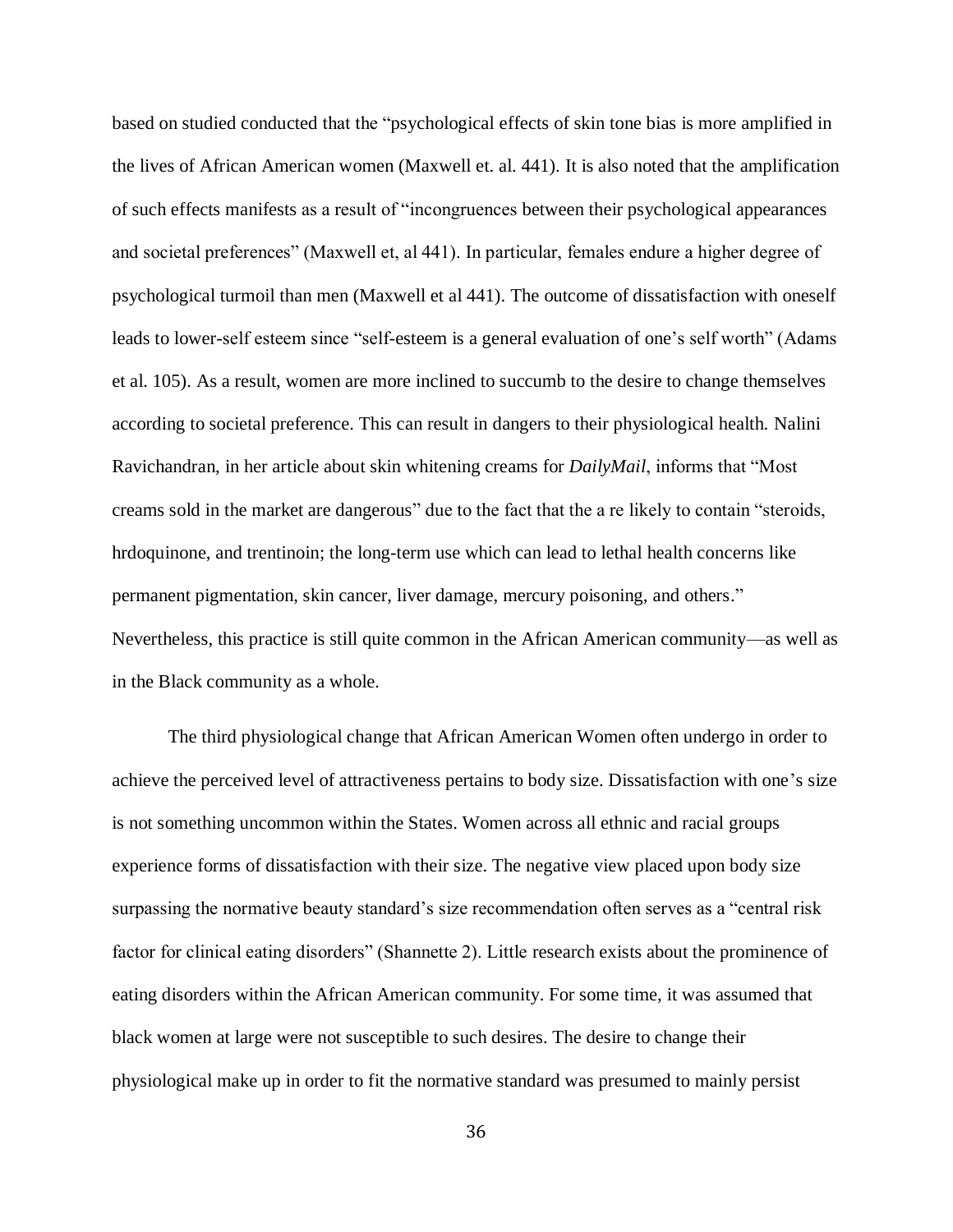based on studied conducted that the "psychological effects of skin tone bias is more amplified in the lives of African American women (Maxwell et. al. 441). It is also noted that the amplification of such effects manifests as a result of "incongruences between their psychological appearances and societal preferences" (Maxwell et, al 441). In particular, females endure a higher degree of psychological turmoil than men (Maxwell et al 441). The outcome of dissatisfaction with oneself leads to lower-self esteem since "self-esteem is a general evaluation of one's self worth" (Adams et al. 105). As a result, women are more inclined to succumb to the desire to change themselves according to societal preference. This can result in dangers to their physiological health. Nalini Ravichandran, in her article about skin whitening creams for *DailyMail*, informs that "Most creams sold in the market are dangerous" due to the fact that the a re likely to contain "steroids, hrdoquinone, and trentinoin; the long-term use which can lead to lethal health concerns like permanent pigmentation, skin cancer, liver damage, mercury poisoning, and others." Nevertheless, this practice is still quite common in the African American community—as well as in the Black community as a whole.

The third physiological change that African American Women often undergo in order to achieve the perceived level of attractiveness pertains to body size. Dissatisfaction with one's size is not something uncommon within the States. Women across all ethnic and racial groups experience forms of dissatisfaction with their size. The negative view placed upon body size surpassing the normative beauty standard's size recommendation often serves as a "central risk factor for clinical eating disorders" (Shannette 2). Little research exists about the prominence of eating disorders within the African American community. For some time, it was assumed that black women at large were not susceptible to such desires. The desire to change their physiological make up in order to fit the normative standard was presumed to mainly persist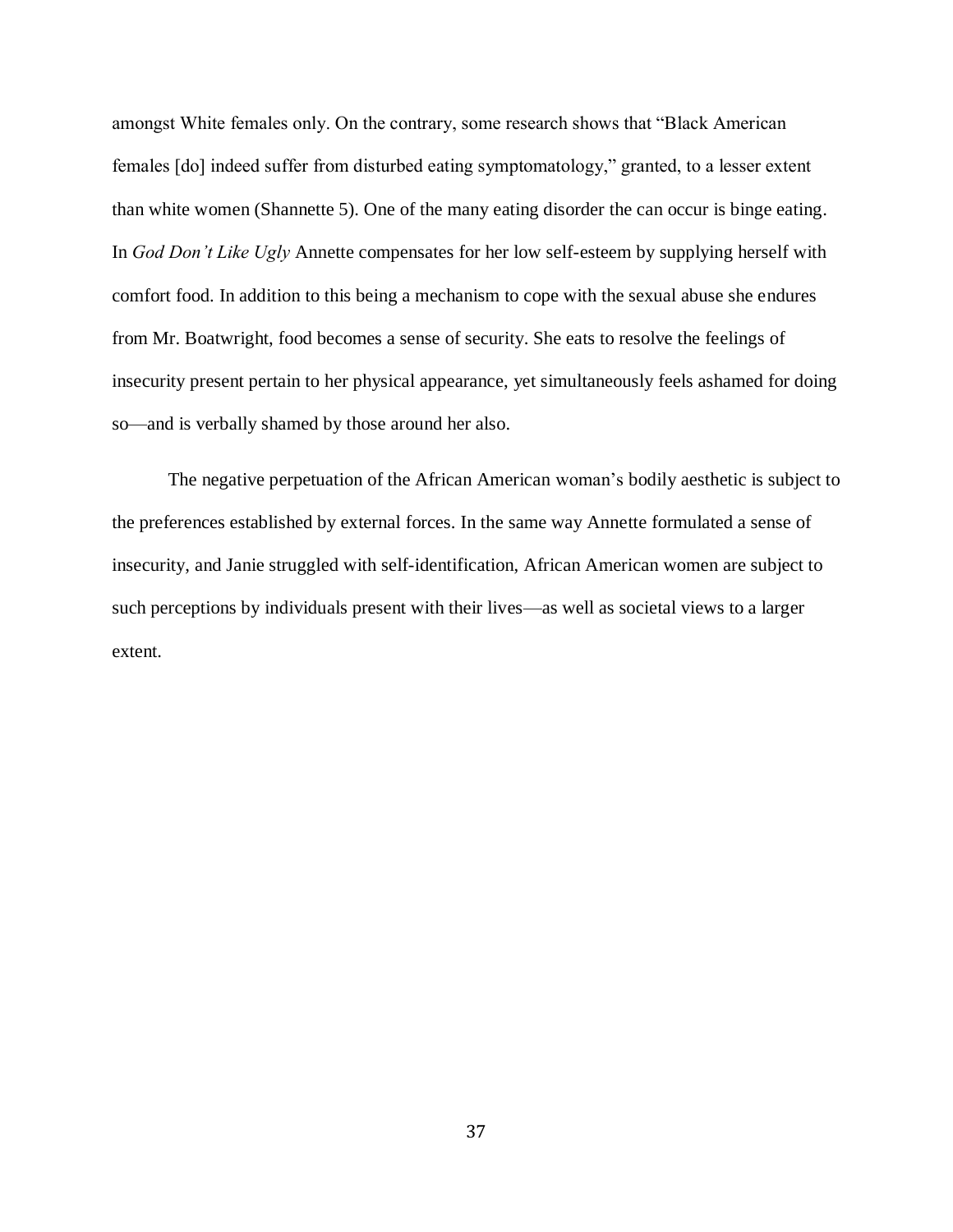amongst White females only. On the contrary, some research shows that "Black American females [do] indeed suffer from disturbed eating symptomatology," granted, to a lesser extent than white women (Shannette 5). One of the many eating disorder the can occur is binge eating. In *God Don't Like Ugly* Annette compensates for her low self-esteem by supplying herself with comfort food. In addition to this being a mechanism to cope with the sexual abuse she endures from Mr. Boatwright, food becomes a sense of security. She eats to resolve the feelings of insecurity present pertain to her physical appearance, yet simultaneously feels ashamed for doing so—and is verbally shamed by those around her also.

The negative perpetuation of the African American woman's bodily aesthetic is subject to the preferences established by external forces. In the same way Annette formulated a sense of insecurity, and Janie struggled with self-identification, African American women are subject to such perceptions by individuals present with their lives—as well as societal views to a larger extent.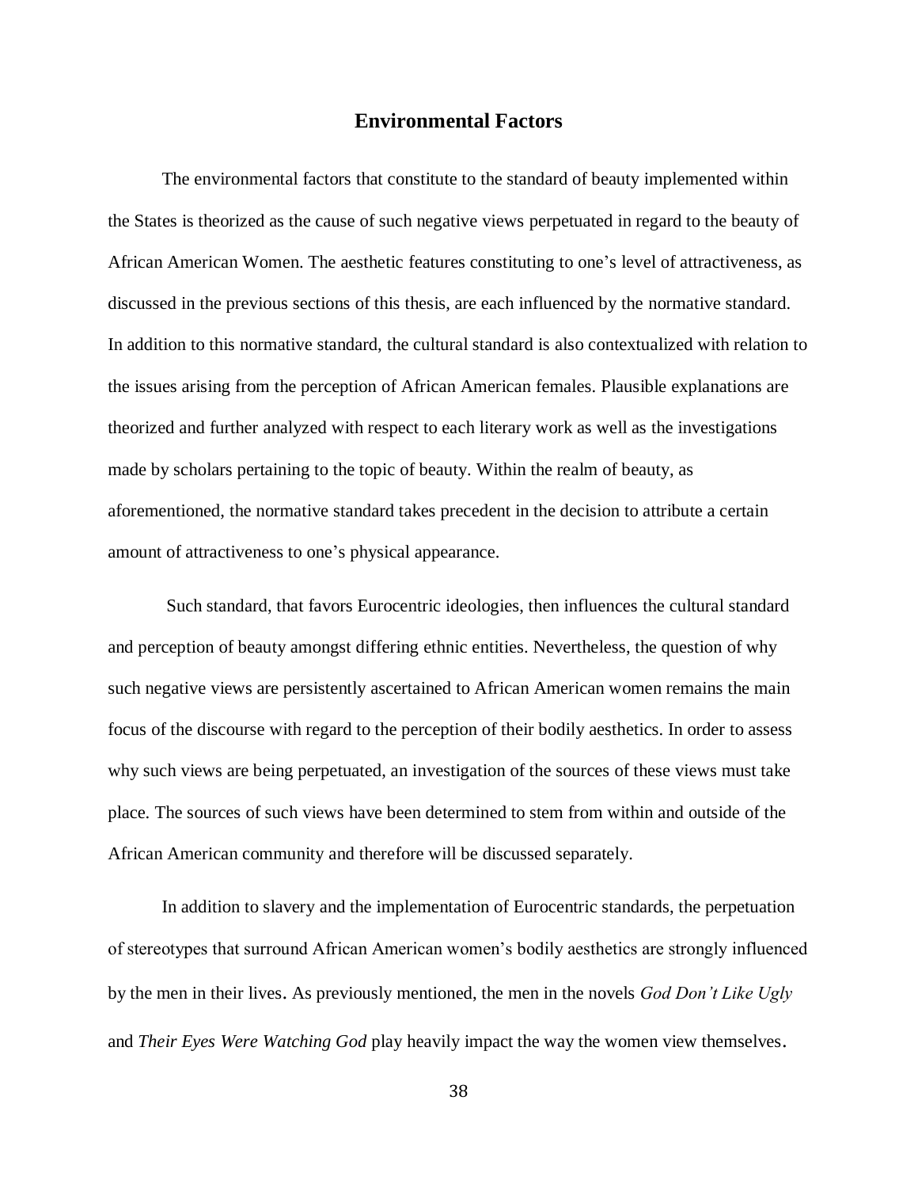## Environmental Factors

The environmental factors that constitute to the standard of beauty implemented within the States is theorized as the cause of such negative views perpetuated in regard to the beauty of African American Women. The aesthetic features constituting to one's level of attractiveness, as discussed in the previous sections of this thesis, are each influenced by the normative standard. In addition to this normative standard, the cultural standard is also contextualized with relation to the issues arising from the perception of African American females. Plausible explanations are theorized and further analyzed with respect to each literary work as well as the investigations made by scholars pertaining to the topic of beauty. Within the realm of beauty, as aforementioned, the normative standard takes precedent in the decision to attribute a certain amount of attractiveness to one's physical appearance.

Such standard, that favors Eurocentric ideologies, then influences the cultural standard and perception of beauty amongst differing ethnic entities. Nevertheless, the question of why such negative views are persistently ascertained to African American women remains the main focus of the discourse with regard to the perception of their bodily aesthetics. In order to assess why such views are being perpetuated, an investigation of the sources of these views must take place. The sources of such views have been determined to stem from within and outside of the African American community and therefore will be discussed separately.

In addition to slavery and the implementation of Eurocentric standards, the perpetuation of stereotypes that surround African American women's bodily aesthetics are strongly influenced by the men in their lives. As previously mentioned, the men in the novels *God Don't Like Ugly* and *Their Eyes Were Watching God* play heavily impact the way the women view themselves.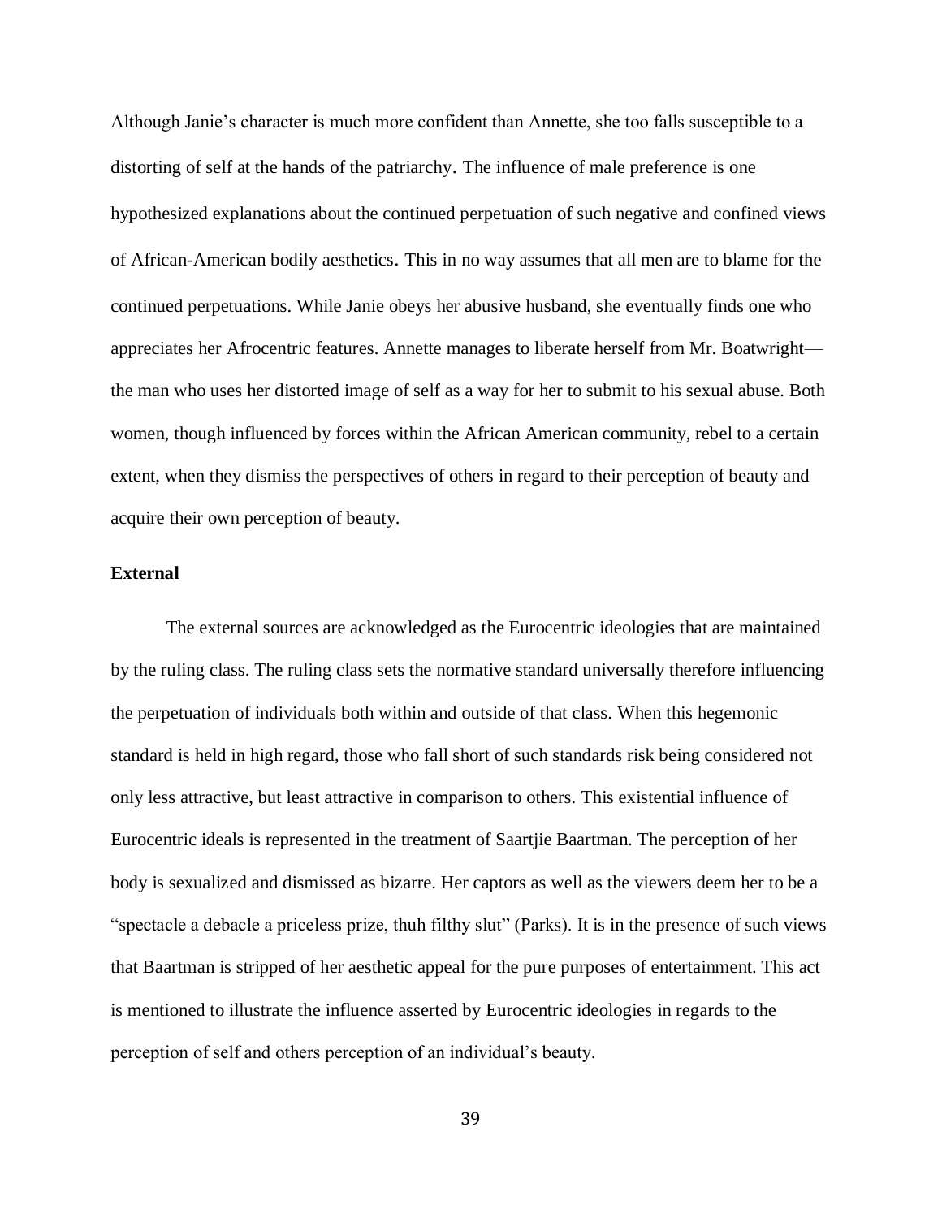Although Janie's character is much more confident than Annette, she too falls susceptible to a distorting of self at the hands of the patriarchy. The influence of male preference is one hypothesized explanations about the continued perpetuation of such negative and confined views of African-American bodily aesthetics. This in no way assumes that all men are to blame for the continued perpetuations. While Janie obeys her abusive husband, she eventually finds one who appreciates her Afrocentric features. Annette manages to liberate herself from Mr. Boatwright—the man who uses her distorted image of self as a way for her to submit to his sexual abuse. Both women, though influenced by forces within the African American community, rebel to a certain extent, when they dismiss the perspectives of others in regard to their perception of beauty and acquire their own perception of beauty.

**External**

The external sources are acknowledged as the Eurocentric ideologies that are maintained by the ruling class. The ruling class sets the normative standard universally therefore influencing the perpetuation of individuals both within and outside of that class. When this hegemonic standard is held in high regard, those who fall short of such standards risk being considered not only less attractive, but least attractive in comparison to others. This existential influence of Eurocentric ideals is represented in the treatment of Saartjie Baartman. The perception of her body is sexualized and dismissed as bizarre. Her captors as well as the viewers deem her to be a "spectacle a debacle a priceless prize, thuh filthy slut" (Parks). It is in the presence of such views that Baartman is stripped of her aesthetic appeal for the pure purposes of entertainment. This act is mentioned to illustrate the influence asserted by Eurocentric ideologies in regards to the perception of self and others perception of an individual's beauty.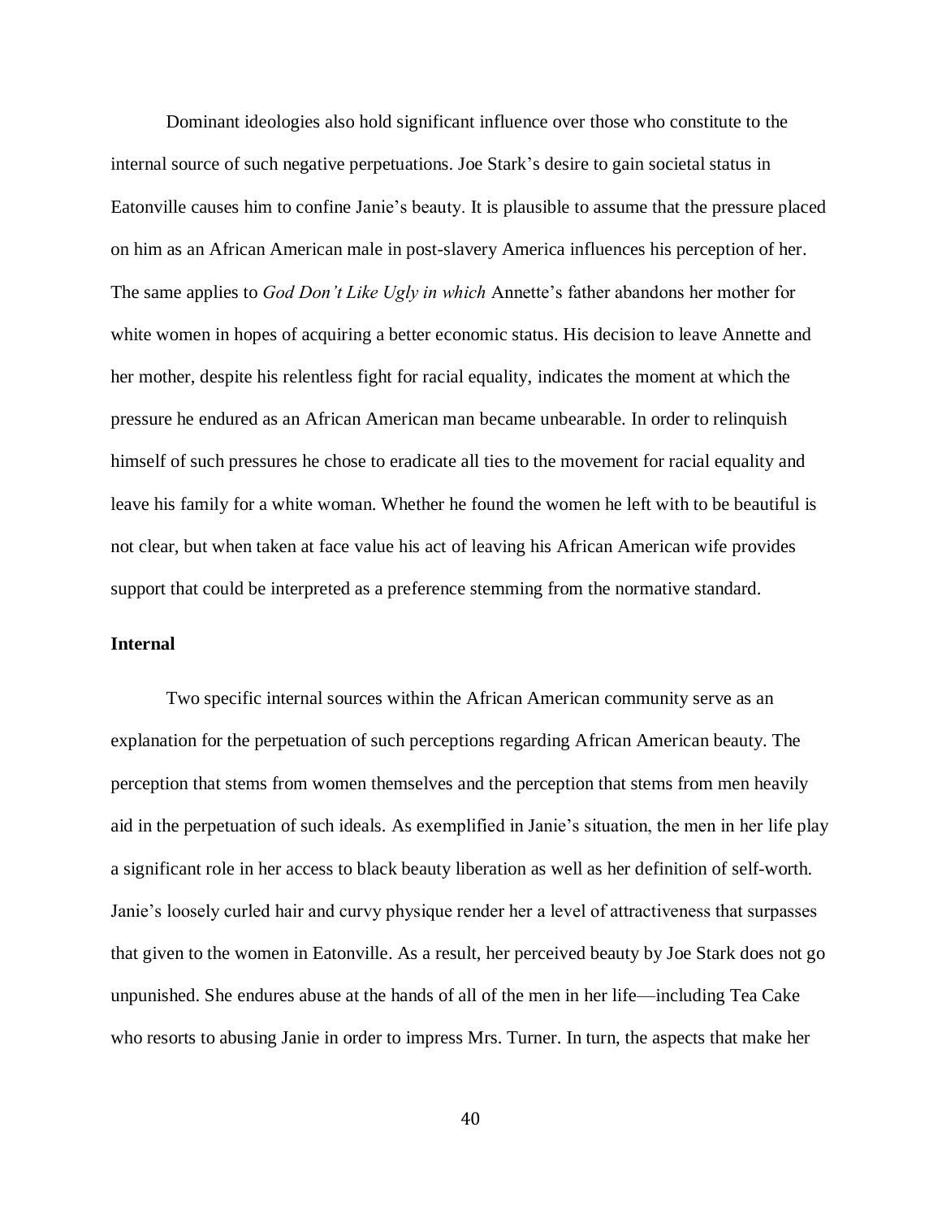Dominant ideologies also hold significant influence over those who constitute to the internal source of such negative perpetuations. Joe Stark's desire to gain societal status in Eatonville causes him to confine Janie's beauty. It is plausible to assume that the pressure placed on him as an African American male in post-slavery America influences his perception of her. The same applies to *God Don't Like Ugly in which* Annette's father abandons her mother for white women in hopes of acquiring a better economic status. His decision to leave Annette and her mother, despite his relentless fight for racial equality, indicates the moment at which the pressure he endured as an African American man became unbearable. In order to relinquish himself of such pressures he chose to eradicate all ties to the movement for racial equality and leave his family for a white woman. Whether he found the women he left with to be beautiful is not clear, but when taken at face value his act of leaving his African American wife provides support that could be interpreted as a preference stemming from the normative standard.

**Internal**

Two specific internal sources within the African American community serve as an explanation for the perpetuation of such perceptions regarding African American beauty. The perception that stems from women themselves and the perception that stems from men heavily aid in the perpetuation of such ideals. As exemplified in Janie's situation, the men in her life play a significant role in her access to black beauty liberation as well as her definition of self-worth. Janie's loosely curled hair and curvy physique render her a level of attractiveness that surpasses that given to the women in Eatonville. As a result, her perceived beauty by Joe Stark does not go unpunished. She endures abuse at the hands of all of the men in her life—including Tea Cake who resorts to abusing Janie in order to impress Mrs. Turner. In turn, the aspects that make her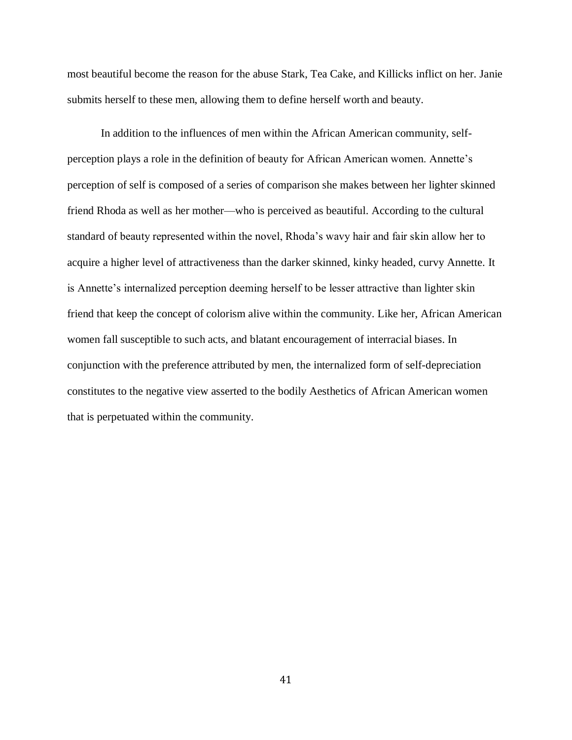most beautiful become the reason for the abuse Stark, Tea Cake, and Killicks inflict on her. Janie submits herself to these men, allowing them to define herself worth and beauty.

In addition to the influences of men within the African American community, self-perception plays a role in the definition of beauty for African American women. Annette's perception of self is composed of a series of comparison she makes between her lighter skinned friend Rhoda as well as her mother—who is perceived as beautiful. According to the cultural standard of beauty represented within the novel, Rhoda's wavy hair and fair skin allow her to acquire a higher level of attractiveness than the darker skinned, kinky headed, curvy Annette. It is Annette's internalized perception deeming herself to be lesser attractive than lighter skin friend that keep the concept of colorism alive within the community. Like her, African American women fall susceptible to such acts, and blatant encouragement of interracial biases. In conjunction with the preference attributed by men, the internalized form of self-depreciation constitutes to the negative view asserted to the bodily Aesthetics of African American women that is perpetuated within the community.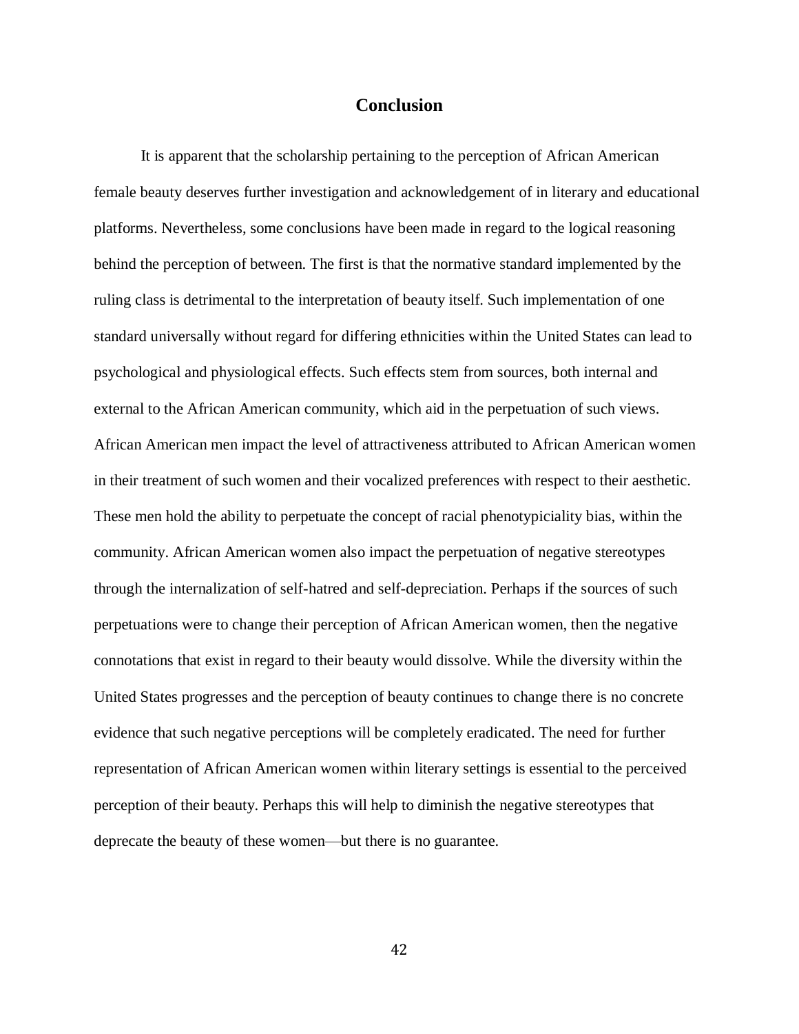# Conclusion

It is apparent that the scholarship pertaining to the perception of African American female beauty deserves further investigation and acknowledgement of in literary and educational platforms. Nevertheless, some conclusions have been made in regard to the logical reasoning behind the perception of between. The first is that the normative standard implemented by the ruling class is detrimental to the interpretation of beauty itself. Such implementation of one standard universally without regard for differing ethnicities within the United States can lead to psychological and physiological effects. Such effects stem from sources, both internal and external to the African American community, which aid in the perpetuation of such views. African American men impact the level of attractiveness attributed to African American women in their treatment of such women and their vocalized preferences with respect to their aesthetic. These men hold the ability to perpetuate the concept of racial phenotypiciality bias, within the community. African American women also impact the perpetuation of negative stereotypes through the internalization of self-hatred and self-depreciation. Perhaps if the sources of such perpetuations were to change their perception of African American women, then the negative connotations that exist in regard to their beauty would dissolve. While the diversity within the United States progresses and the perception of beauty continues to change there is no concrete evidence that such negative perceptions will be completely eradicated. The need for further representation of African American women within literary settings is essential to the perceived perception of their beauty. Perhaps this will help to diminish the negative stereotypes that deprecate the beauty of these women—but there is no guarantee.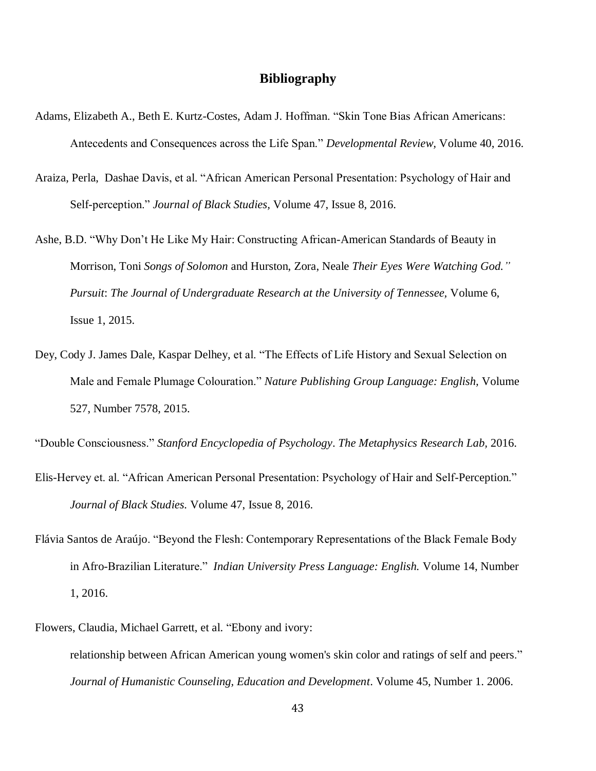## Bibliography

Adams, Elizabeth A., Beth E. Kurtz-Costes, Adam J. Hoffman. "Skin Tone Bias African Americans: Antecedents and Consequences across the Life Span." *Developmental Review,* Volume 40, 2016.

Araiza, Perla, Dashae Davis, et al. "African American Personal Presentation: Psychology of Hair and Self-perception." *Journal of Black Studies,* Volume 47, Issue 8, 2016.

Ashe, B.D. "Why Don't He Like My Hair: Constructing African-American Standards of Beauty in Morrison, Toni *Songs of Solomon* and Hurston, Zora, Neale *Their Eyes Were Watching God." Pursuit*: *The Journal of Undergraduate Research at the University of Tennessee,* Volume 6, Issue 1, 2015.

Dey, Cody J. James Dale, Kaspar Delhey, et al. "The Effects of Life History and Sexual Selection on Male and Female Plumage Colouration." *Nature Publishing Group Language: English,* Volume 527, Number 7578, 2015.

"Double Consciousness." *Stanford Encyclopedia of Psychology*. *The Metaphysics Research Lab,* 2016.

Elis-Hervey et. al. "African American Personal Presentation: Psychology of Hair and Self-Perception." *Journal of Black Studies.* Volume 47, Issue 8, 2016.

Flávia Santos de Araújo. "Beyond the Flesh: Contemporary Representations of the Black Female Body in Afro-Brazilian Literature." *Indian University Press Language: English.* Volume 14, Number 1, 2016.

Flowers, Claudia, Michael Garrett, et al. "Ebony and ivory: relationship between African American young women's skin color and ratings of self and peers." *Journal of Humanistic Counseling, Education and Development*. Volume 45, Number 1. 2006.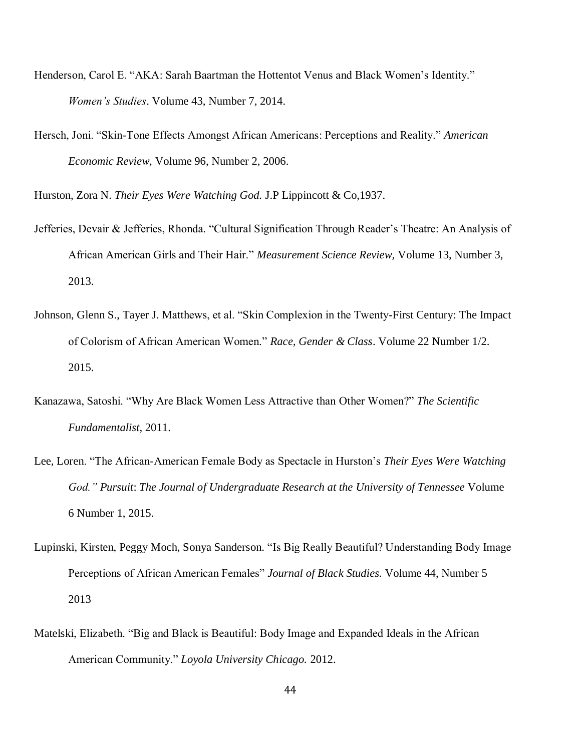Henderson, Carol E. "AKA: Sarah Baartman the Hottentot Venus and Black Women's Identity." *Women's Studies*. Volume 43, Number 7, 2014.

Hersch, Joni. "Skin-Tone Effects Amongst African Americans: Perceptions and Reality." *American Economic Review,* Volume 96, Number 2, 2006.

Hurston, Zora N. *Their Eyes Were Watching God.* J.P Lippincott & Co,1937.

Jefferies, Devair & Jefferies, Rhonda. "Cultural Signification Through Reader's Theatre: An Analysis of African American Girls and Their Hair." *Measurement Science Review,* Volume 13, Number 3, 2013.

Johnson, Glenn S., Tayer J. Matthews, et al. "Skin Complexion in the Twenty-First Century: The Impact of Colorism of African American Women." *Race, Gender & Class*. Volume 22 Number 1/2. 2015.

Kanazawa, Satoshi. "Why Are Black Women Less Attractive than Other Women?" *The Scientific Fundamentalist*, 2011.

Lee, Loren. "The African-American Female Body as Spectacle in Hurston's *Their Eyes Were Watching God." Pursuit*: *The Journal of Undergraduate Research at the University of Tennessee* Volume 6 Number 1, 2015.

Lupinski, Kirsten, Peggy Moch, Sonya Sanderson. "Is Big Really Beautiful? Understanding Body Image Perceptions of African American Females" *Journal of Black Studies.* Volume 44, Number 5 2013

Matelski, Elizabeth. "Big and Black is Beautiful: Body Image and Expanded Ideals in the African American Community." *Loyola University Chicago.* 2012.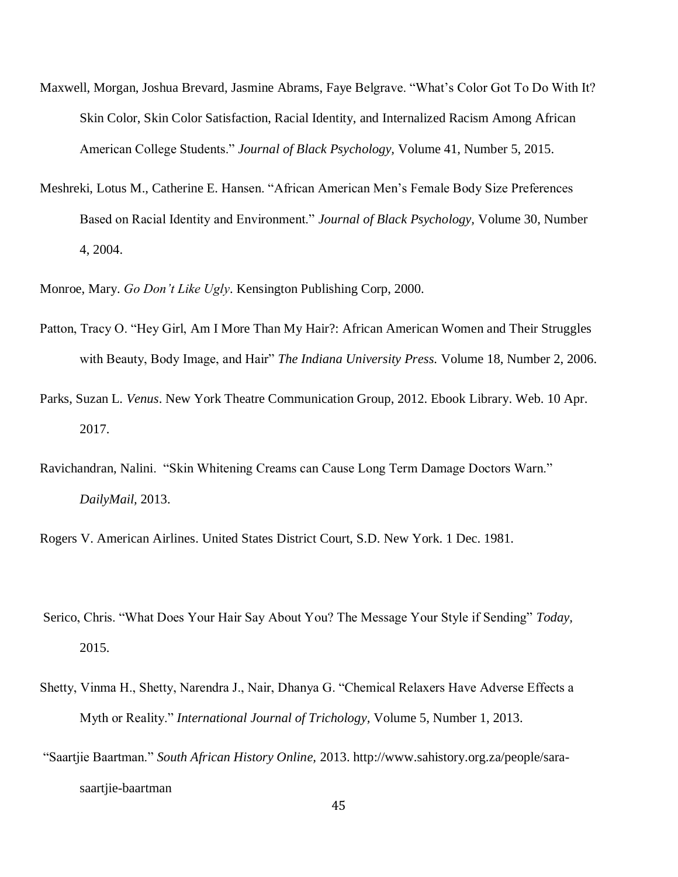Maxwell, Morgan, Joshua Brevard, Jasmine Abrams, Faye Belgrave. "What's Color Got To Do With It? Skin Color, Skin Color Satisfaction, Racial Identity, and Internalized Racism Among African American College Students." *Journal of Black Psychology,* Volume 41, Number 5, 2015.

Meshreki, Lotus M., Catherine E. Hansen. "African American Men's Female Body Size Preferences Based on Racial Identity and Environment." *Journal of Black Psychology,* Volume 30, Number 4, 2004.

Monroe, Mary. *Go Don't Like Ugly*. Kensington Publishing Corp, 2000.

Patton, Tracy O. "Hey Girl, Am I More Than My Hair?: African American Women and Their Struggles with Beauty, Body Image, and Hair" *The Indiana University Press.* Volume 18, Number 2, 2006.

Parks, Suzan L. *Venus*. New York Theatre Communication Group, 2012. Ebook Library. Web. 10 Apr. 2017.

Ravichandran, Nalini. "Skin Whitening Creams can Cause Long Term Damage Doctors Warn." *DailyMail,* 2013.

Rogers V. American Airlines. United States District Court, S.D. New York. 1 Dec. 1981.

Serico, Chris. "What Does Your Hair Say About You? The Message Your Style if Sending" *Today,* 2015.

Shetty, Vinma H., Shetty, Narendra J., Nair, Dhanya G. "Chemical Relaxers Have Adverse Effects a Myth or Reality." *International Journal of Trichology,* Volume 5, Number 1, 2013.

"Saartjie Baartman." *South African History Online,* 2013. http://www.sahistory.org.za/people/sara-saartjie-baartman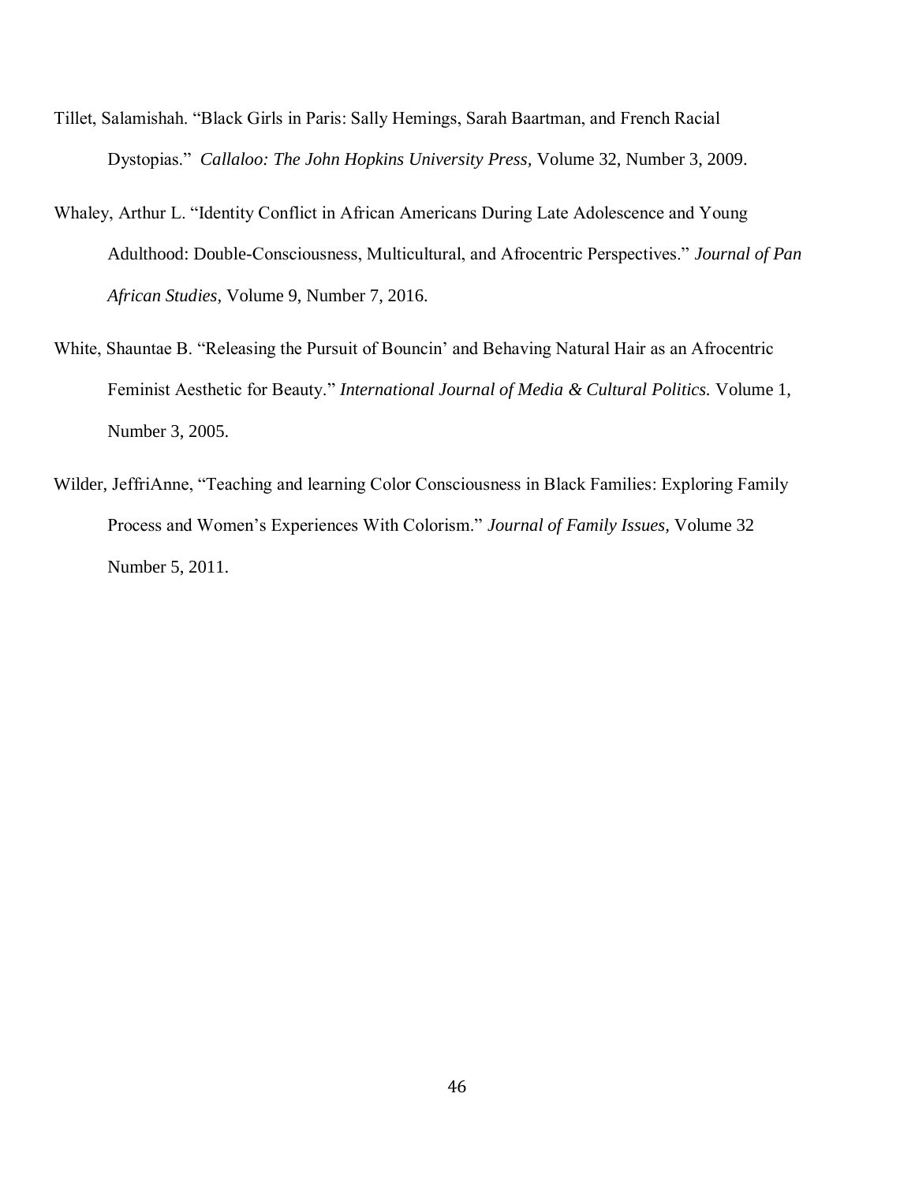Tillet, Salamishah. "Black Girls in Paris: Sally Hemings, Sarah Baartman, and French Racial Dystopias." *Callaloo: The John Hopkins University Press,* Volume 32, Number 3, 2009.

Whaley, Arthur L. "Identity Conflict in African Americans During Late Adolescence and Young Adulthood: Double-Consciousness, Multicultural, and Afrocentric Perspectives." *Journal of Pan African Studies,* Volume 9, Number 7, 2016.

White, Shauntae B. "Releasing the Pursuit of Bouncin' and Behaving Natural Hair as an Afrocentric Feminist Aesthetic for Beauty." *International Journal of Media & Cultural Politics.* Volume 1, Number 3, 2005.

Wilder, JeffriAnne, "Teaching and learning Color Consciousness in Black Families: Exploring Family Process and Women's Experiences With Colorism." *Journal of Family Issues,* Volume 32 Number 5, 2011.